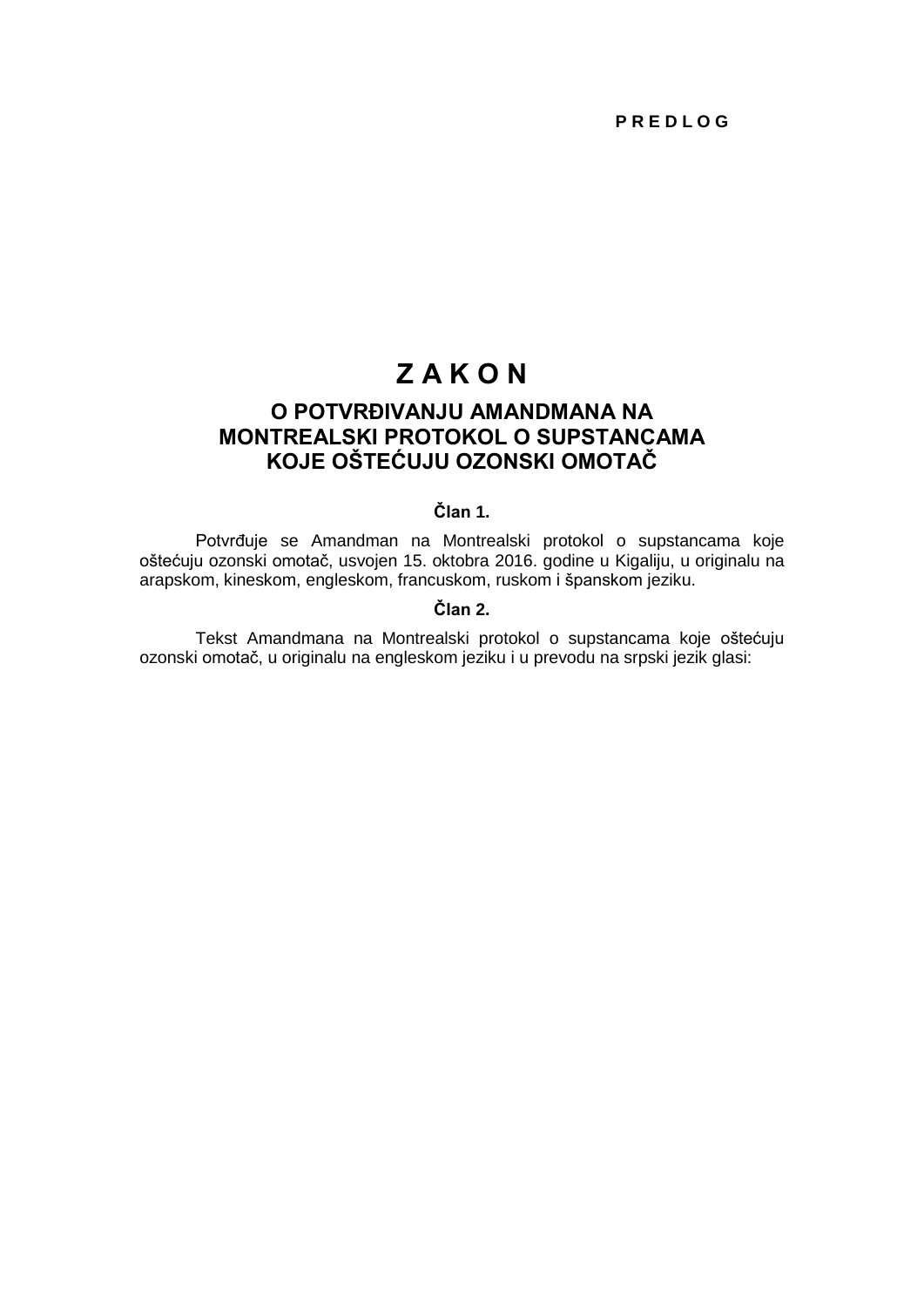**P R E D L O G**

# Z A K O N

## O POTVRĐIVANJU AMANDMANA NA MONTREALSKI PROTOKOL O SUPSTANCAMA KOJE OŠTEĆUJU OZONSKI OMOTAČ

### Član 1.

Potvrđuje se Amandman na Montrealski protokol o supstancama koje oštećuju ozonski omotač, usvojen 15. oktobra 2016. godine u Kigaliju, u originalu na arapskom, kineskom, engleskom, francuskom, ruskom i španskom jeziku.

### Član 2.

Tekst Amandmana na Montrealski protokol o supstancama koje oštećuju ozonski omotač, u originalu na engleskom jeziku i u prevodu na srpski jezik glasi: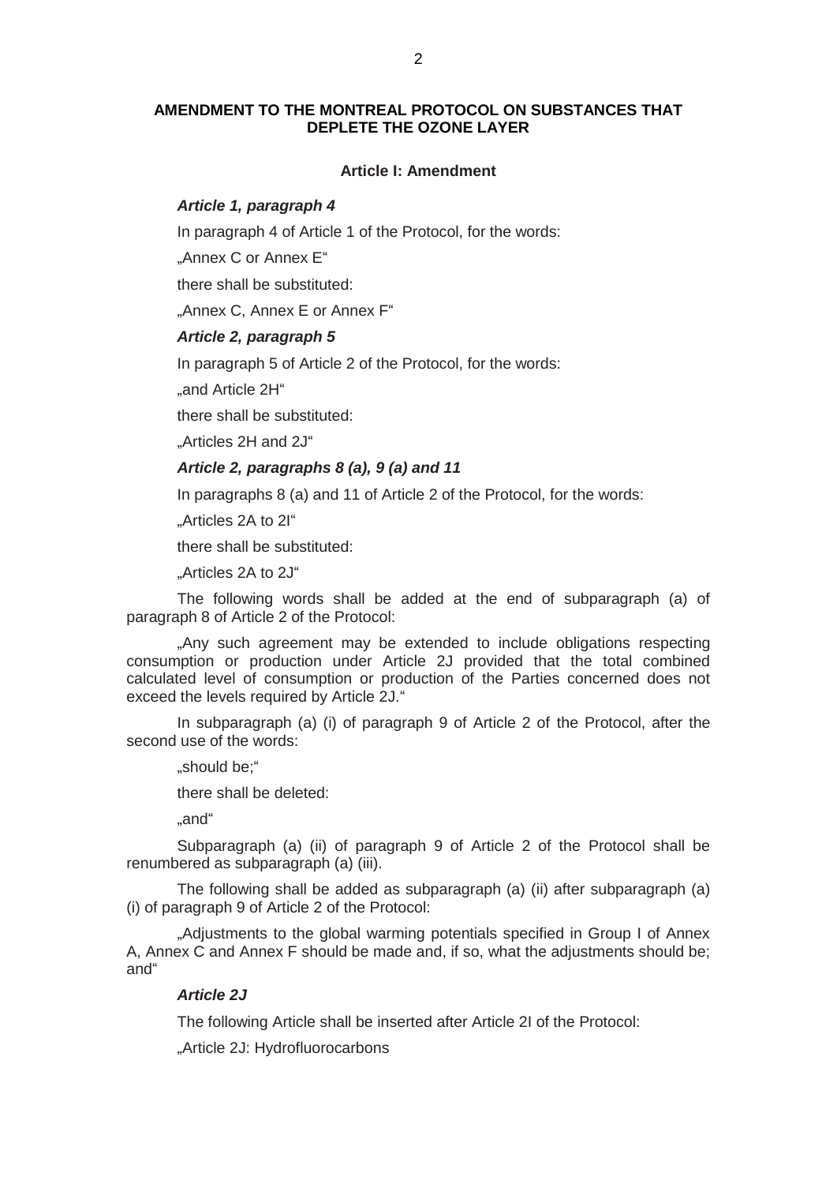## AMENDMENT TO THE MONTREAL PROTOCOL ON SUBSTANCES THAT DEPLETE THE OZONE LAYER

### Article I: Amendment

***Article 1, paragraph 4***

In paragraph 4 of Article 1 of the Protocol, for the words:

„Annex C or Annex E“

there shall be substituted:

„Annex C, Annex E or Annex F“

***Article 2, paragraph 5***

In paragraph 5 of Article 2 of the Protocol, for the words:

„and Article 2H“

there shall be substituted:

„Articles 2H and 2J“

***Article 2, paragraphs 8 (a), 9 (a) and 11***

In paragraphs 8 (a) and 11 of Article 2 of the Protocol, for the words:

„Articles 2A to 2I“

there shall be substituted:

„Articles 2A to 2J“

The following words shall be added at the end of subparagraph (a) of paragraph 8 of Article 2 of the Protocol:

„Any such agreement may be extended to include obligations respecting consumption or production under Article 2J provided that the total combined calculated level of consumption or production of the Parties concerned does not exceed the levels required by Article 2J.“

In subparagraph (a) (i) of paragraph 9 of Article 2 of the Protocol, after the second use of the words:

„should be;“

there shall be deleted:

„and“

Subparagraph (a) (ii) of paragraph 9 of Article 2 of the Protocol shall be renumbered as subparagraph (a) (iii).

The following shall be added as subparagraph (a) (ii) after subparagraph (a) (i) of paragraph 9 of Article 2 of the Protocol:

„Adjustments to the global warming potentials specified in Group I of Annex A, Annex C and Annex F should be made and, if so, what the adjustments should be; and“

***Article 2J***

The following Article shall be inserted after Article 2I of the Protocol:

„Article 2J: Hydrofluorocarbons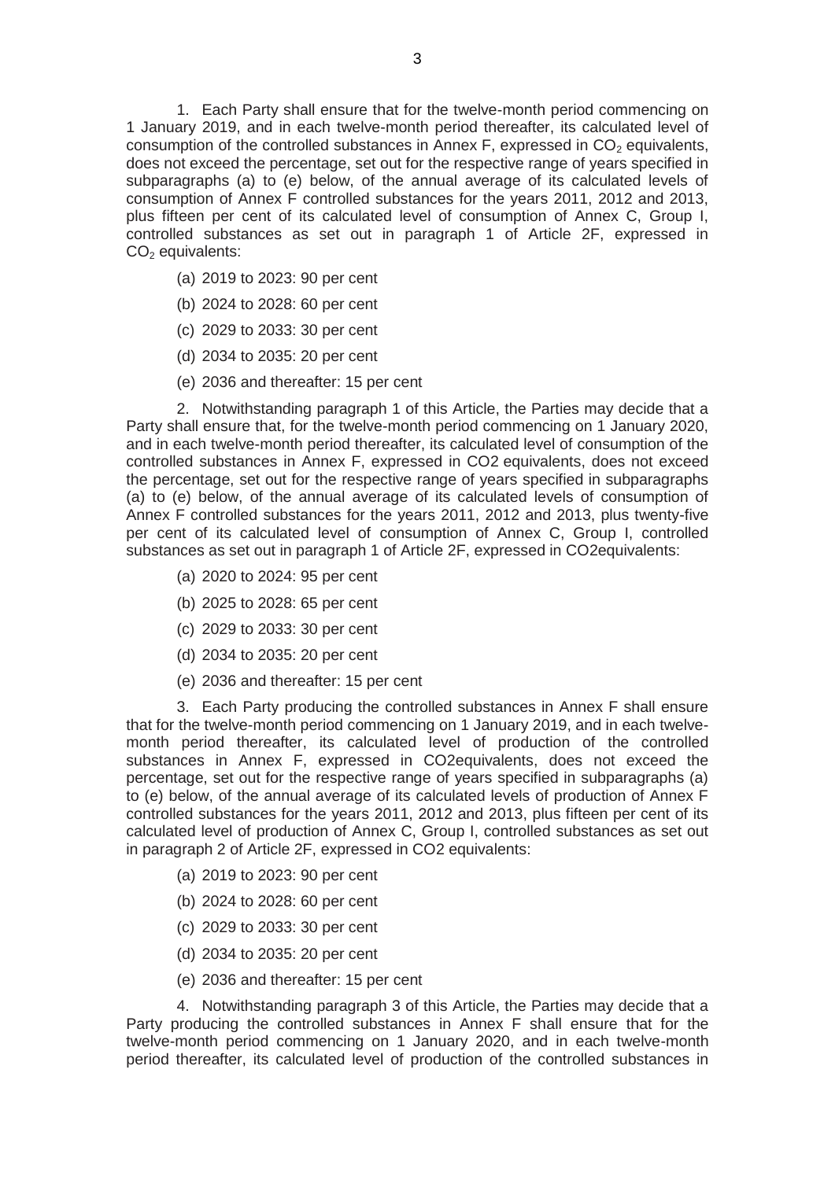1. Each Party shall ensure that for the twelve-month period commencing on 1 January 2019, and in each twelve-month period thereafter, its calculated level of consumption of the controlled substances in Annex F, expressed in $CO_2$ equivalents, does not exceed the percentage, set out for the respective range of years specified in subparagraphs (a) to (e) below, of the annual average of its calculated levels of consumption of Annex F controlled substances for the years 2011, 2012 and 2013, plus fifteen per cent of its calculated level of consumption of Annex C, Group I, controlled substances as set out in paragraph 1 of Article 2F, expressed in $CO_2$ equivalents:

(a) 2019 to 2023: 90 per cent

(b) 2024 to 2028: 60 per cent

(c) 2029 to 2033: 30 per cent

(d) 2034 to 2035: 20 per cent

(e) 2036 and thereafter: 15 per cent

2. Notwithstanding paragraph 1 of this Article, the Parties may decide that a Party shall ensure that, for the twelve-month period commencing on 1 January 2020, and in each twelve-month period thereafter, its calculated level of consumption of the controlled substances in Annex F, expressed in CO2 equivalents, does not exceed the percentage, set out for the respective range of years specified in subparagraphs (a) to (e) below, of the annual average of its calculated levels of consumption of Annex F controlled substances for the years 2011, 2012 and 2013, plus twenty-five per cent of its calculated level of consumption of Annex C, Group I, controlled substances as set out in paragraph 1 of Article 2F, expressed in CO2equivalents:

(a) 2020 to 2024: 95 per cent

(b) 2025 to 2028: 65 per cent

(c) 2029 to 2033: 30 per cent

(d) 2034 to 2035: 20 per cent

(e) 2036 and thereafter: 15 per cent

3. Each Party producing the controlled substances in Annex F shall ensure that for the twelve-month period commencing on 1 January 2019, and in each twelve-month period thereafter, its calculated level of production of the controlled substances in Annex F, expressed in CO2equivalents, does not exceed the percentage, set out for the respective range of years specified in subparagraphs (a) to (e) below, of the annual average of its calculated levels of production of Annex F controlled substances for the years 2011, 2012 and 2013, plus fifteen per cent of its calculated level of production of Annex C, Group I, controlled substances as set out in paragraph 2 of Article 2F, expressed in CO2 equivalents:

(a) 2019 to 2023: 90 per cent

(b) 2024 to 2028: 60 per cent

(c) 2029 to 2033: 30 per cent

(d) 2034 to 2035: 20 per cent

(e) 2036 and thereafter: 15 per cent

4. Notwithstanding paragraph 3 of this Article, the Parties may decide that a Party producing the controlled substances in Annex F shall ensure that for the twelve-month period commencing on 1 January 2020, and in each twelve-month period thereafter, its calculated level of production of the controlled substances in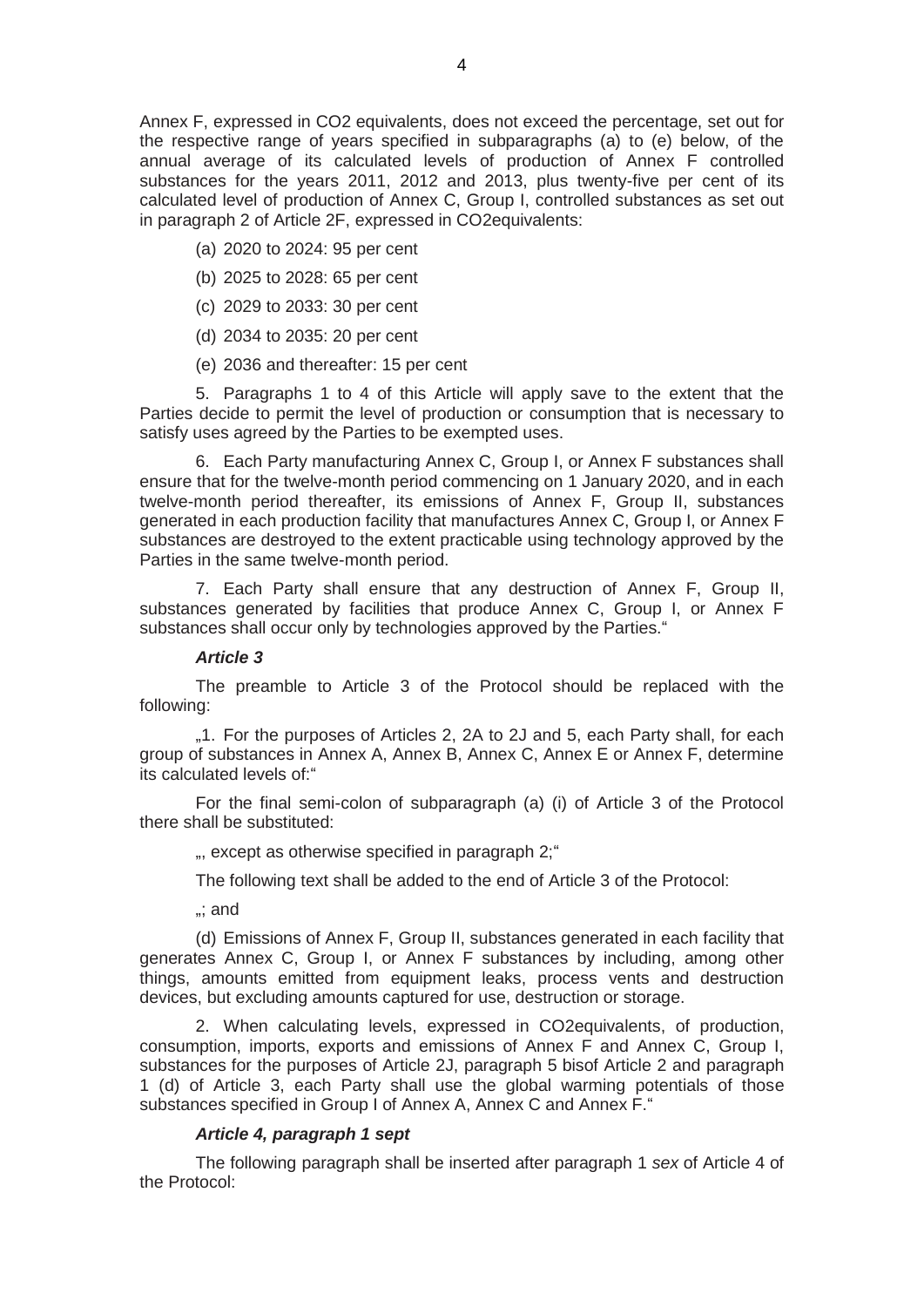Annex F, expressed in $CO_2$ equivalents, does not exceed the percentage, set out for the respective range of years specified in subparagraphs (a) to (e) below, of the annual average of its calculated levels of production of Annex F controlled substances for the years 2011, 2012 and 2013, plus twenty-five per cent of its calculated level of production of Annex C, Group I, controlled substances as set out in paragraph 2 of Article 2F, expressed in $CO_2$equivalents:

(a) 2020 to 2024: 95 per cent

(b) 2025 to 2028: 65 per cent

(c) 2029 to 2033: 30 per cent

(d) 2034 to 2035: 20 per cent

(e) 2036 and thereafter: 15 per cent

5. Paragraphs 1 to 4 of this Article will apply save to the extent that the Parties decide to permit the level of production or consumption that is necessary to satisfy uses agreed by the Parties to be exempted uses.

6. Each Party manufacturing Annex C, Group I, or Annex F substances shall ensure that for the twelve-month period commencing on 1 January 2020, and in each twelve-month period thereafter, its emissions of Annex F, Group II, substances generated in each production facility that manufactures Annex C, Group I, or Annex F substances are destroyed to the extent practicable using technology approved by the Parties in the same twelve-month period.

7. Each Party shall ensure that any destruction of Annex F, Group II, substances generated by facilities that produce Annex C, Group I, or Annex F substances shall occur only by technologies approved by the Parties."

***Article 3***

The preamble to Article 3 of the Protocol should be replaced with the following:

„1. For the purposes of Articles 2, 2A to 2J and 5, each Party shall, for each group of substances in Annex A, Annex B, Annex C, Annex E or Annex F, determine its calculated levels of:"

For the final semi-colon of subparagraph (a) (i) of Article 3 of the Protocol there shall be substituted:

„, except as otherwise specified in paragraph 2;"

The following text shall be added to the end of Article 3 of the Protocol:

„; and

(d) Emissions of Annex F, Group II, substances generated in each facility that generates Annex C, Group I, or Annex F substances by including, among other things, amounts emitted from equipment leaks, process vents and destruction devices, but excluding amounts captured for use, destruction or storage.

2. When calculating levels, expressed in $CO_2$equivalents, of production, consumption, imports, exports and emissions of Annex F and Annex C, Group I, substances for the purposes of Article 2J, paragraph 5 bisof Article 2 and paragraph 1 (d) of Article 3, each Party shall use the global warming potentials of those substances specified in Group I of Annex A, Annex C and Annex F."

***Article 4, paragraph 1 sept***

The following paragraph shall be inserted after paragraph 1 *sex* of Article 4 of the Protocol: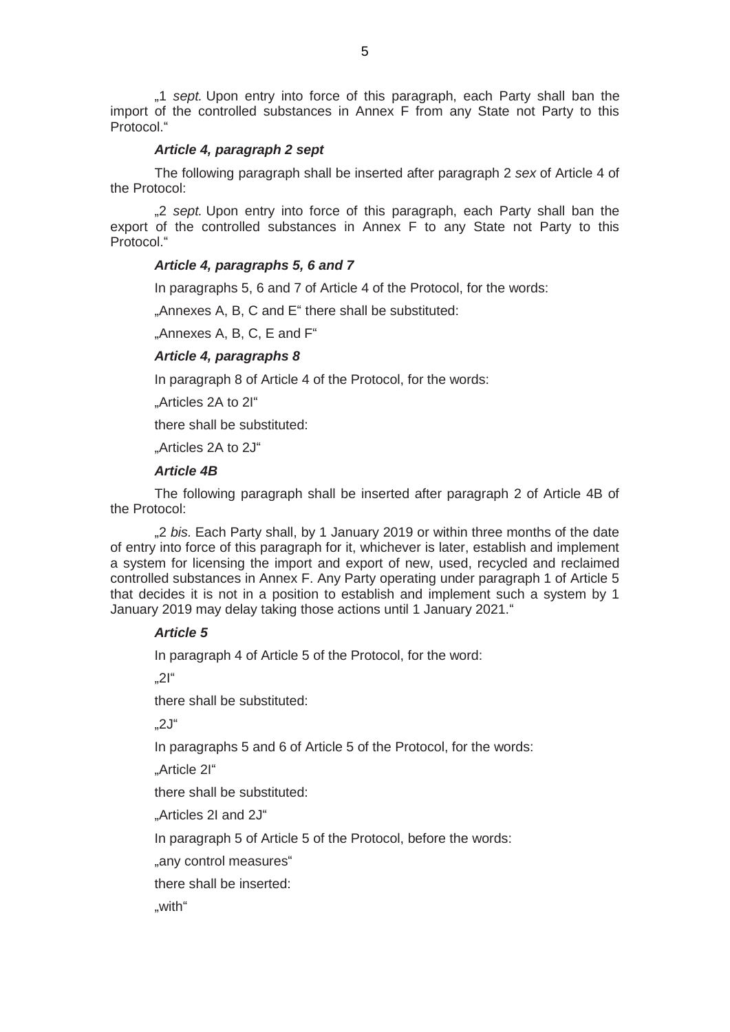„1 *sept.* Upon entry into force of this paragraph, each Party shall ban the import of the controlled substances in Annex F from any State not Party to this Protocol.“

***Article 4, paragraph 2 sept***

The following paragraph shall be inserted after paragraph 2 *sex* of Article 4 of the Protocol:

„2 *sept.* Upon entry into force of this paragraph, each Party shall ban the export of the controlled substances in Annex F to any State not Party to this Protocol.“

***Article 4, paragraphs 5, 6 and 7***

In paragraphs 5, 6 and 7 of Article 4 of the Protocol, for the words:

„Annexes A, B, C and E“ there shall be substituted:

„Annexes A, B, C, E and F“

***Article 4, paragraphs 8***

In paragraph 8 of Article 4 of the Protocol, for the words:

„Articles 2A to 2I“

there shall be substituted:

„Articles 2A to 2J“

***Article 4B***

The following paragraph shall be inserted after paragraph 2 of Article 4B of the Protocol:

„2 *bis.* Each Party shall, by 1 January 2019 or within three months of the date of entry into force of this paragraph for it, whichever is later, establish and implement a system for licensing the import and export of new, used, recycled and reclaimed controlled substances in Annex F. Any Party operating under paragraph 1 of Article 5 that decides it is not in a position to establish and implement such a system by 1 January 2019 may delay taking those actions until 1 January 2021.“

***Article 5***

In paragraph 4 of Article 5 of the Protocol, for the word:

„2I“

there shall be substituted:

„2J“

In paragraphs 5 and 6 of Article 5 of the Protocol, for the words:

„Article 2I“

there shall be substituted:

„Articles 2I and 2J“

In paragraph 5 of Article 5 of the Protocol, before the words:

„any control measures“

there shall be inserted:

„with“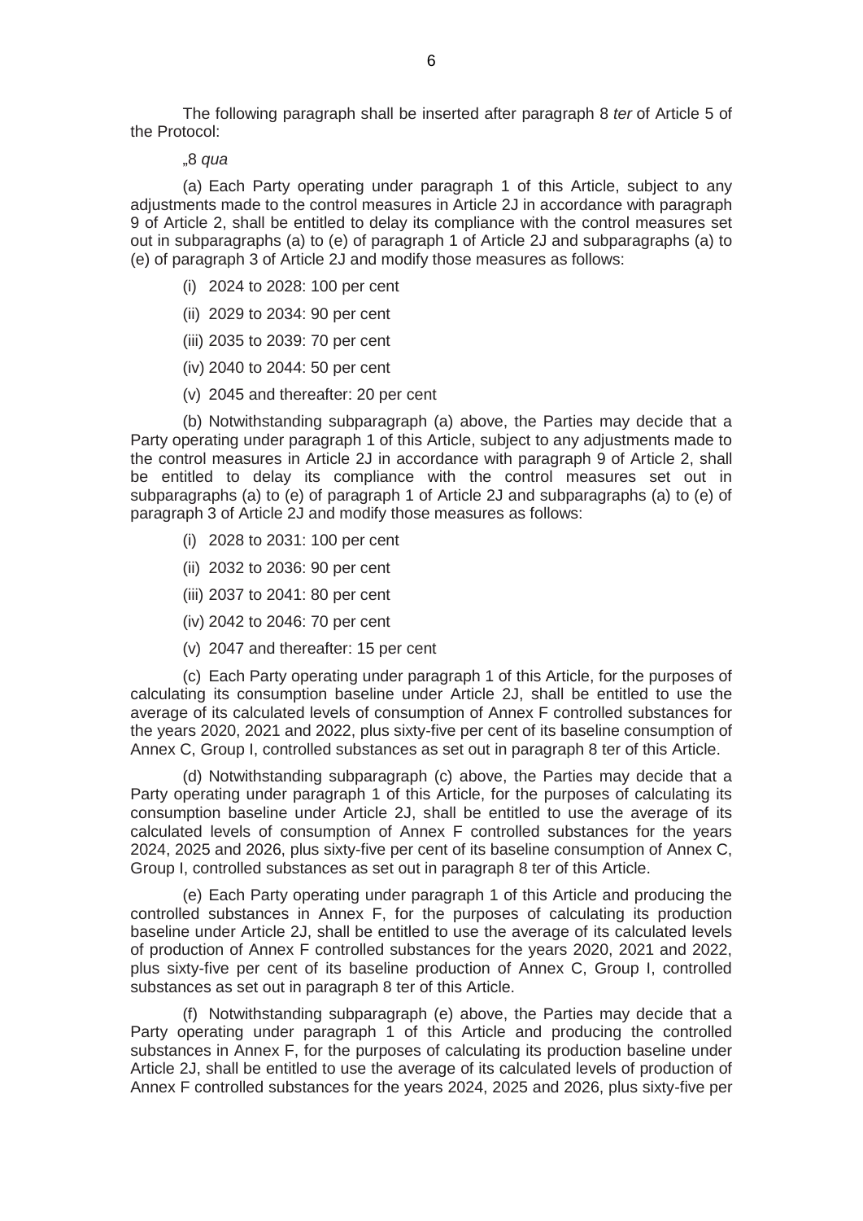The following paragraph shall be inserted after paragraph 8 *ter* of Article 5 of the Protocol:

„8 *qua*

(a) Each Party operating under paragraph 1 of this Article, subject to any adjustments made to the control measures in Article 2J in accordance with paragraph 9 of Article 2, shall be entitled to delay its compliance with the control measures set out in subparagraphs (a) to (e) of paragraph 1 of Article 2J and subparagraphs (a) to (e) of paragraph 3 of Article 2J and modify those measures as follows:

(i) 2024 to 2028: 100 per cent

(ii) 2029 to 2034: 90 per cent

(iii) 2035 to 2039: 70 per cent

(iv) 2040 to 2044: 50 per cent

(v) 2045 and thereafter: 20 per cent

(b) Notwithstanding subparagraph (a) above, the Parties may decide that a Party operating under paragraph 1 of this Article, subject to any adjustments made to the control measures in Article 2J in accordance with paragraph 9 of Article 2, shall be entitled to delay its compliance with the control measures set out in subparagraphs (a) to (e) of paragraph 1 of Article 2J and subparagraphs (a) to (e) of paragraph 3 of Article 2J and modify those measures as follows:

(i) 2028 to 2031: 100 per cent

(ii) 2032 to 2036: 90 per cent

(iii) 2037 to 2041: 80 per cent

(iv) 2042 to 2046: 70 per cent

(v) 2047 and thereafter: 15 per cent

(c) Each Party operating under paragraph 1 of this Article, for the purposes of calculating its consumption baseline under Article 2J, shall be entitled to use the average of its calculated levels of consumption of Annex F controlled substances for the years 2020, 2021 and 2022, plus sixty-five per cent of its baseline consumption of Annex C, Group I, controlled substances as set out in paragraph 8 ter of this Article.

(d) Notwithstanding subparagraph (c) above, the Parties may decide that a Party operating under paragraph 1 of this Article, for the purposes of calculating its consumption baseline under Article 2J, shall be entitled to use the average of its calculated levels of consumption of Annex F controlled substances for the years 2024, 2025 and 2026, plus sixty-five per cent of its baseline consumption of Annex C, Group I, controlled substances as set out in paragraph 8 ter of this Article.

(e) Each Party operating under paragraph 1 of this Article and producing the controlled substances in Annex F, for the purposes of calculating its production baseline under Article 2J, shall be entitled to use the average of its calculated levels of production of Annex F controlled substances for the years 2020, 2021 and 2022, plus sixty-five per cent of its baseline production of Annex C, Group I, controlled substances as set out in paragraph 8 ter of this Article.

(f) Notwithstanding subparagraph (e) above, the Parties may decide that a Party operating under paragraph 1 of this Article and producing the controlled substances in Annex F, for the purposes of calculating its production baseline under Article 2J, shall be entitled to use the average of its calculated levels of production of Annex F controlled substances for the years 2024, 2025 and 2026, plus sixty-five per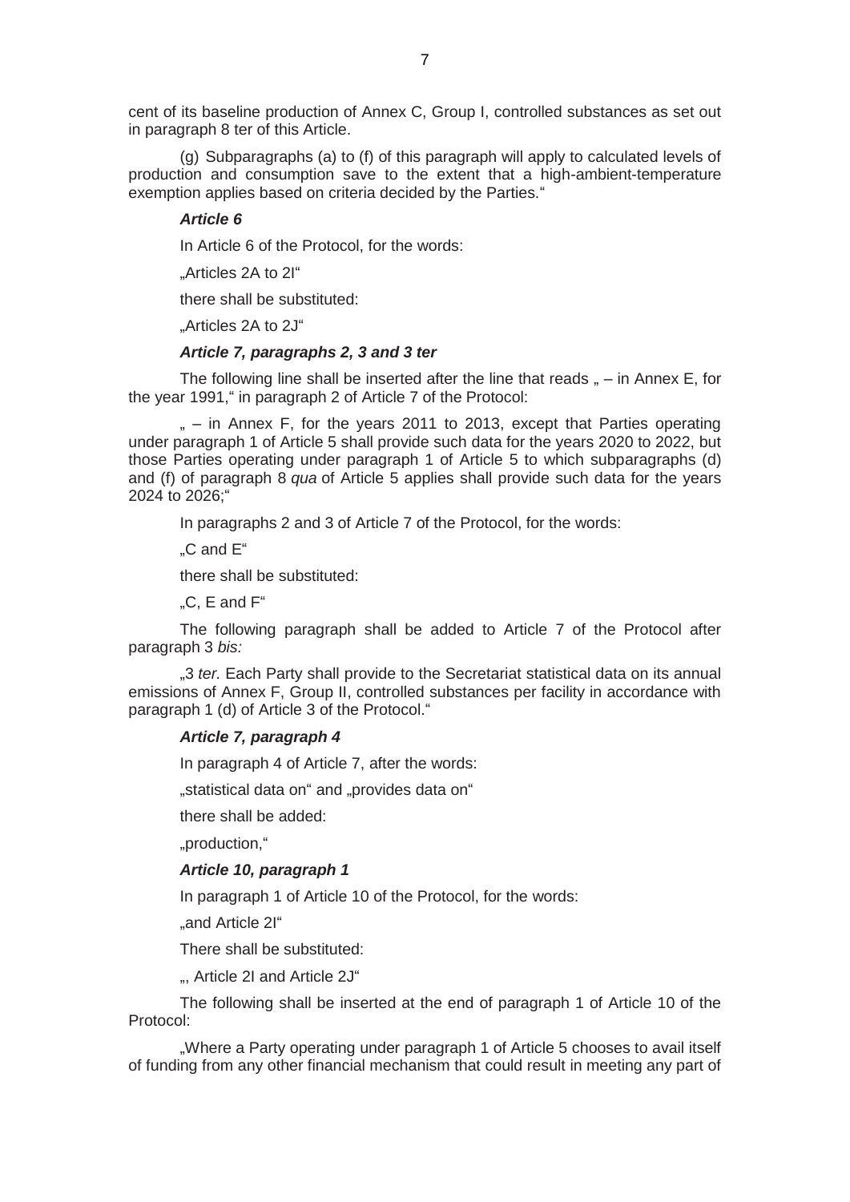cent of its baseline production of Annex C, Group I, controlled substances as set out in paragraph 8 ter of this Article.

(g) Subparagraphs (a) to (f) of this paragraph will apply to calculated levels of production and consumption save to the extent that a high-ambient-temperature exemption applies based on criteria decided by the Parties."

***Article 6***

In Article 6 of the Protocol, for the words:

„Articles 2A to 2I"

there shall be substituted:

„Articles 2A to 2J"

***Article 7, paragraphs 2, 3 and 3 ter***

The following line shall be inserted after the line that reads „ – in Annex E, for the year 1991," in paragraph 2 of Article 7 of the Protocol:

„ – in Annex F, for the years 2011 to 2013, except that Parties operating under paragraph 1 of Article 5 shall provide such data for the years 2020 to 2022, but those Parties operating under paragraph 1 of Article 5 to which subparagraphs (d) and (f) of paragraph 8 *qua* of Article 5 applies shall provide such data for the years 2024 to 2026;"

In paragraphs 2 and 3 of Article 7 of the Protocol, for the words:

„C and E"

there shall be substituted:

„C, E and F"

The following paragraph shall be added to Article 7 of the Protocol after paragraph 3 *bis:*

„3 *ter.* Each Party shall provide to the Secretariat statistical data on its annual emissions of Annex F, Group II, controlled substances per facility in accordance with paragraph 1 (d) of Article 3 of the Protocol."

***Article 7, paragraph 4***

In paragraph 4 of Article 7, after the words:

„statistical data on" and „provides data on"

there shall be added:

„production,"

***Article 10, paragraph 1***

In paragraph 1 of Article 10 of the Protocol, for the words:

„and Article 2I"

There shall be substituted:

„, Article 2I and Article 2J"

The following shall be inserted at the end of paragraph 1 of Article 10 of the Protocol:

„Where a Party operating under paragraph 1 of Article 5 chooses to avail itself of funding from any other financial mechanism that could result in meeting any part of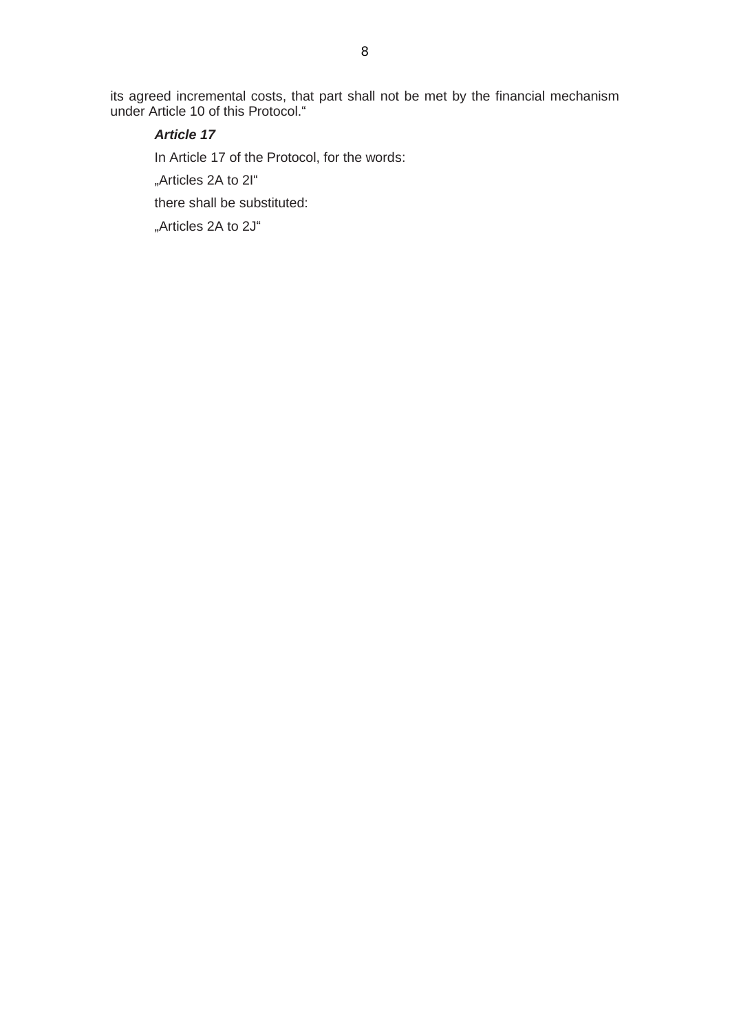its agreed incremental costs, that part shall not be met by the financial mechanism under Article 10 of this Protocol.“

***Article 17***

In Article 17 of the Protocol, for the words:

„Articles 2A to 2I“

there shall be substituted:

„Articles 2A to 2J“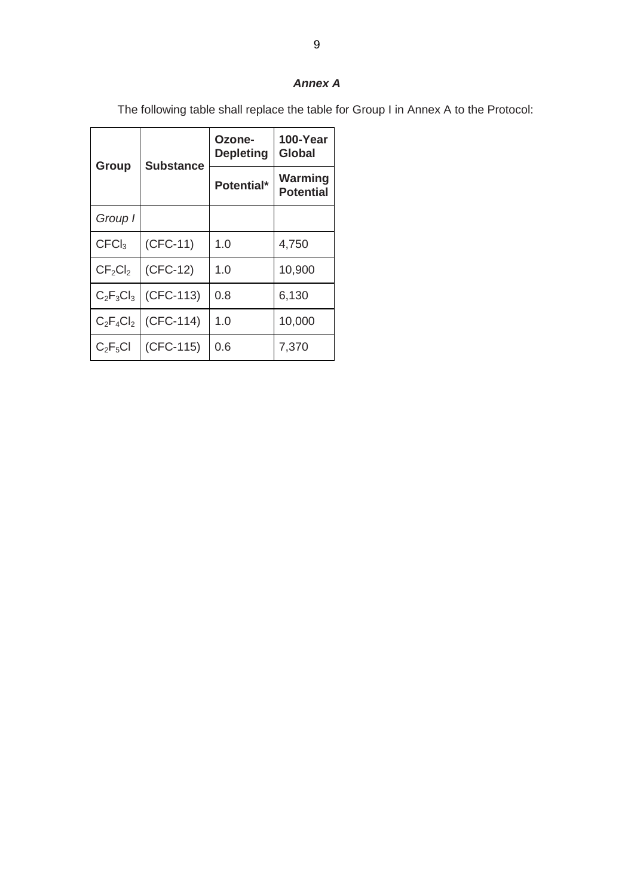***Annex A***

The following table shall replace the table for Group I in Annex A to the Protocol:

| Group | Substance | Ozone-Depleting Potential* | 100-Year Global Warming Potential |
|---|---|---|---|
| *Group I* | | | |
| $CFCl_3$ | (CFC-11) | 1.0 | 4,750 |
| $CF_2Cl_2$ | (CFC-12) | 1.0 | 10,900 |
| $C_2F_3Cl_3$ | (CFC-113) | 0.8 | 6,130 |
| $C_2F_4Cl_2$ | (CFC-114) | 1.0 | 10,000 |
| $C_2F_5Cl$ | (CFC-115) | 0.6 | 7,370 |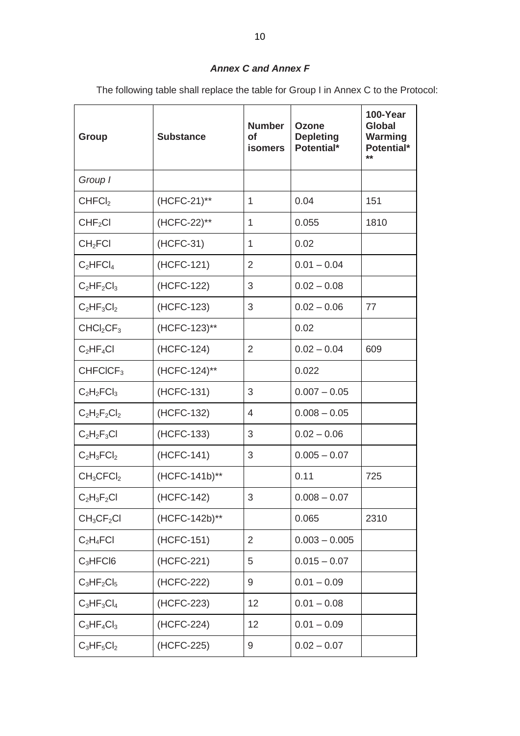### *Annex C and Annex F*

The following table shall replace the table for Group I in Annex C to the Protocol:

| Group | Substance | Number of isomers | Ozone Depleting Potential* | 100-Year Global Warming Potential*** |
|---|---|---|---|---|
| *Group I* | | | | |
| $CHFCl_2$ | (HCFC-21)** | 1 | 0.04 | 151 |
| $CHF_2Cl$ | (HCFC-22)** | 1 | 0.055 | 1810 |
| $CH_2FCl$ | (HCFC-31) | 1 | 0.02 | |
| $C_2HFCl_4$ | (HCFC-121) | 2 | 0.01 – 0.04 | |
| $C_2HF_2Cl_3$ | (HCFC-122) | 3 | 0.02 – 0.08 | |
| $C_2HF_3Cl_2$ | (HCFC-123) | 3 | 0.02 – 0.06 | 77 |
| $CHCl_2CF_3$ | (HCFC-123)** | | 0.02 | |
| $C_2HF_4Cl$ | (HCFC-124) | 2 | 0.02 – 0.04 | 609 |
| $CHFClCF_3$ | (HCFC-124)** | | 0.022 | |
| $C_2H_2FCl_3$ | (HCFC-131) | 3 | 0.007 – 0.05 | |
| $C_2H_2F_2Cl_2$ | (HCFC-132) | 4 | 0.008 – 0.05 | |
| $C_2H_2F_3Cl$ | (HCFC-133) | 3 | 0.02 – 0.06 | |
| $C_2H_3FCl_2$ | (HCFC-141) | 3 | 0.005 – 0.07 | |
| $CH_3CFCl_2$ | (HCFC-141b)** | | 0.11 | 725 |
| $C_2H_3F_2Cl$ | (HCFC-142) | 3 | 0.008 – 0.07 | |
| $CH_3CF_2Cl$ | (HCFC-142b)** | | 0.065 | 2310 |
| $C_2H_4FCl$ | (HCFC-151) | 2 | 0.003 – 0.005 | |
| $C_3HFCl6$ | (HCFC-221) | 5 | 0.015 – 0.07 | |
| $C_3HF_2Cl_5$ | (HCFC-222) | 9 | 0.01 – 0.09 | |
| $C_3HF_3Cl_4$ | (HCFC-223) | 12 | 0.01 – 0.08 | |
| $C_3HF_4Cl_3$ | (HCFC-224) | 12 | 0.01 – 0.09 | |
| $C_3HF_5Cl_2$ | (HCFC-225) | 9 | 0.02 – 0.07 | |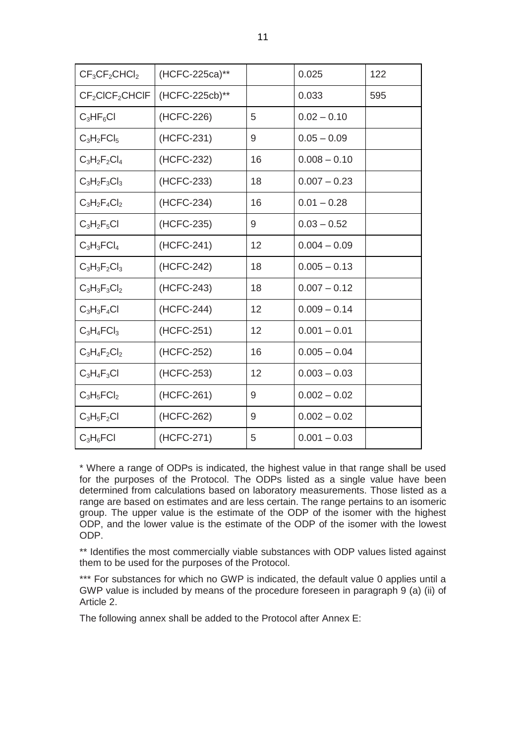| | | | | |
|---|---|---|---|---|
| $CF_3CF_2CHCl_2$ | (HCFC-225ca)** | | 0.025 | 122 |
| $CF_2ClCF_2CHClF$ | (HCFC-225cb)** | | 0.033 | 595 |
| $C_3HF_6Cl$ | (HCFC-226) | 5 | 0.02 – 0.10 | |
| $C_3H_2FCl_5$ | (HCFC-231) | 9 | 0.05 – 0.09 | |
| $C_3H_2F_2Cl_4$ | (HCFC-232) | 16 | 0.008 – 0.10 | |
| $C_3H_2F_3Cl_3$ | (HCFC-233) | 18 | 0.007 – 0.23 | |
| $C_3H_2F_4Cl_2$ | (HCFC-234) | 16 | 0.01 – 0.28 | |
| $C_3H_2F_5Cl$ | (HCFC-235) | 9 | 0.03 – 0.52 | |
| $C_3H_3FCl_4$ | (HCFC-241) | 12 | 0.004 – 0.09 | |
| $C_3H_3F_2Cl_3$ | (HCFC-242) | 18 | 0.005 – 0.13 | |
| $C_3H_3F_3Cl_2$ | (HCFC-243) | 18 | 0.007 – 0.12 | |
| $C_3H_3F_4Cl$ | (HCFC-244) | 12 | 0.009 – 0.14 | |
| $C_3H_4FCl_3$ | (HCFC-251) | 12 | 0.001 – 0.01 | |
| $C_3H_4F_2Cl_2$ | (HCFC-252) | 16 | 0.005 – 0.04 | |
| $C_3H_4F_3Cl$ | (HCFC-253) | 12 | 0.003 – 0.03 | |
| $C_3H_5FCl_2$ | (HCFC-261) | 9 | 0.002 – 0.02 | |
| $C_3H_5F_2Cl$ | (HCFC-262) | 9 | 0.002 – 0.02 | |
| $C_3H_6FCl$ | (HCFC-271) | 5 | 0.001 – 0.03 | |

\* Where a range of ODPs is indicated, the highest value in that range shall be used for the purposes of the Protocol. The ODPs listed as a single value have been determined from calculations based on laboratory measurements. Those listed as a range are based on estimates and are less certain. The range pertains to an isomeric group. The upper value is the estimate of the ODP of the isomer with the highest ODP, and the lower value is the estimate of the ODP of the isomer with the lowest ODP.

** Identifies the most commercially viable substances with ODP values listed against them to be used for the purposes of the Protocol.

*** For substances for which no GWP is indicated, the default value 0 applies until a GWP value is included by means of the procedure foreseen in paragraph 9 (a) (ii) of Article 2.

The following annex shall be added to the Protocol after Annex E: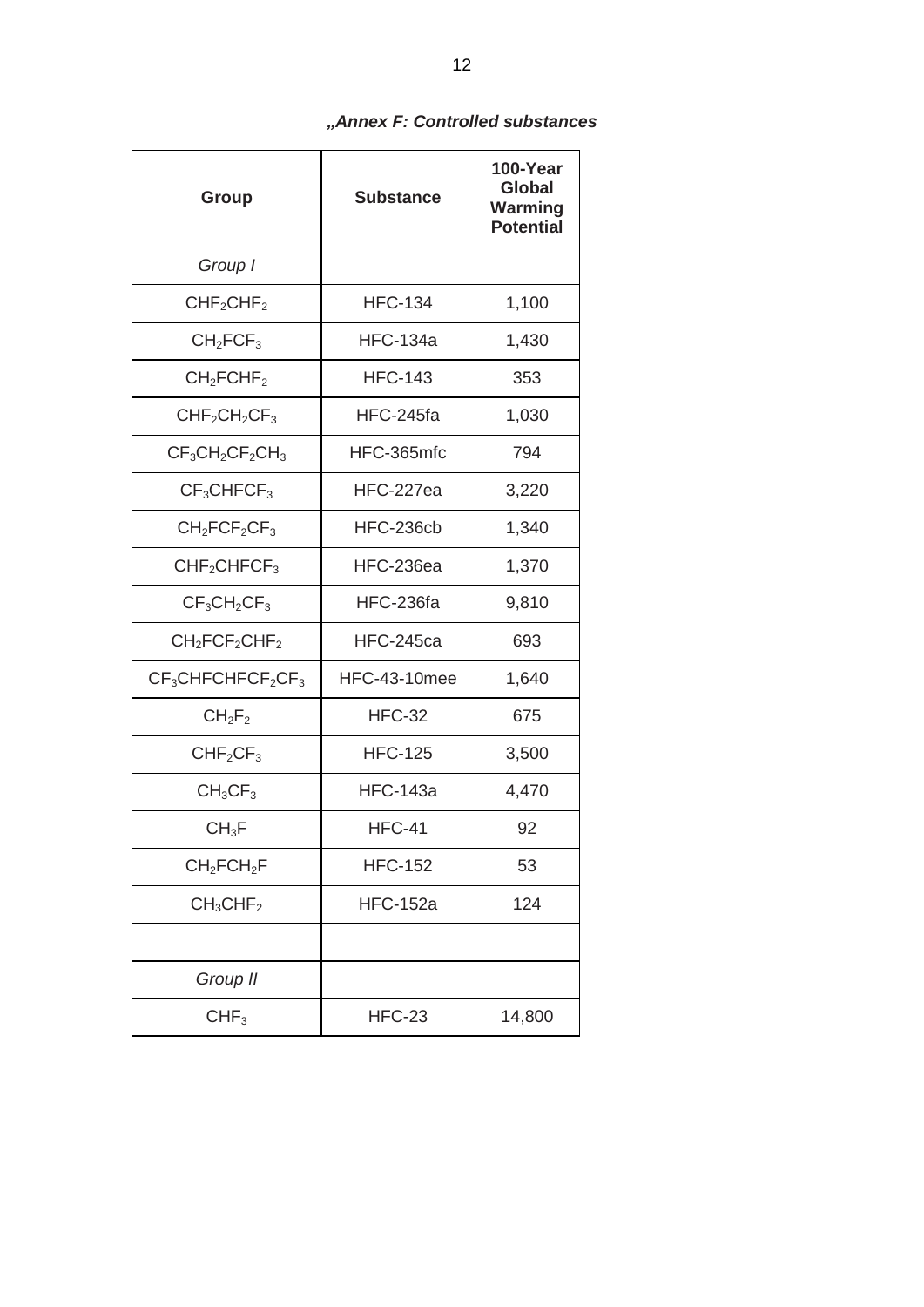*„Annex F: Controlled substances*

| Group | Substance | 100-Year Global Warming Potential |
|---|---|---|
| *Group I* | | |
| $CHF_2CHF_2$ | HFC-134 | 1,100 |
| $CH_2FCF_3$ | HFC-134a | 1,430 |
| $CH_2FCHF_2$ | HFC-143 | 353 |
| $CHF_2CH_2CF_3$ | HFC-245fa | 1,030 |
| $CF_3CH_2CF_2CH_3$ | HFC-365mfc | 794 |
| $CF_3CHFCF_3$ | HFC-227ea | 3,220 |
| $CH_2FCF_2CF_3$ | HFC-236cb | 1,340 |
| $CHF_2CHFCF_3$ | HFC-236ea | 1,370 |
| $CF_3CH_2CF_3$ | HFC-236fa | 9,810 |
| $CH_2FCF_2CHF_2$ | HFC-245ca | 693 |
| $CF_3CHFCHFCF_2CF_3$ | HFC-43-10mee | 1,640 |
| $CH_2F_2$ | HFC-32 | 675 |
| $CHF_2CF_3$ | HFC-125 | 3,500 |
| $CH_3CF_3$ | HFC-143a | 4,470 |
| $CH_3F$ | HFC-41 | 92 |
| $CH_2FCH_2F$ | HFC-152 | 53 |
| $CH_3CHF_2$ | HFC-152a | 124 |
| | | |
| *Group II* | | |
| $CHF_3$ | HFC-23 | 14,800 |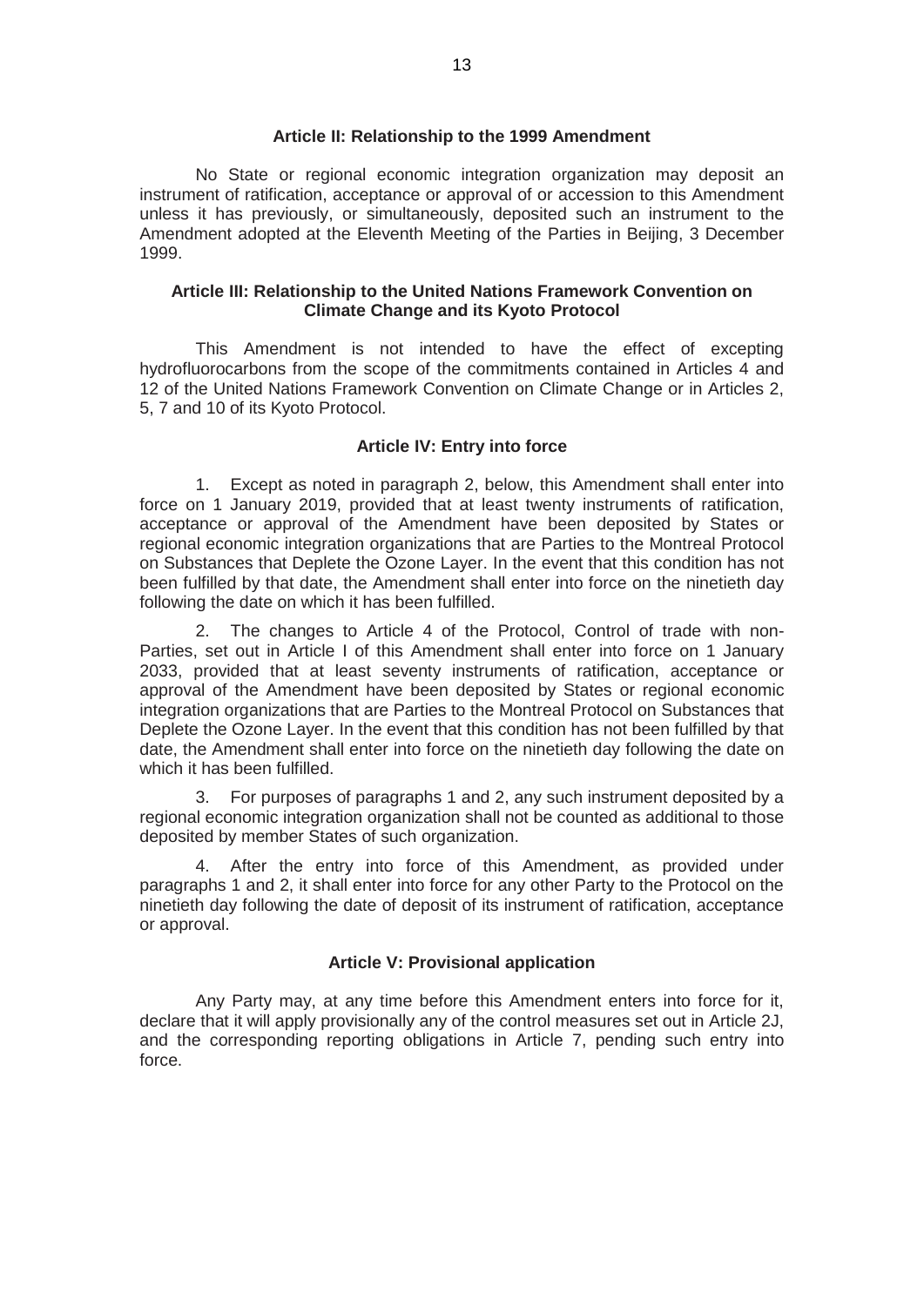### Article II: Relationship to the 1999 Amendment

No State or regional economic integration organization may deposit an instrument of ratification, acceptance or approval of or accession to this Amendment unless it has previously, or simultaneously, deposited such an instrument to the Amendment adopted at the Eleventh Meeting of the Parties in Beijing, 3 December 1999.

### Article III: Relationship to the United Nations Framework Convention on Climate Change and its Kyoto Protocol

This Amendment is not intended to have the effect of excepting hydrofluorocarbons from the scope of the commitments contained in Articles 4 and 12 of the United Nations Framework Convention on Climate Change or in Articles 2, 5, 7 and 10 of its Kyoto Protocol.

### Article IV: Entry into force

1. Except as noted in paragraph 2, below, this Amendment shall enter into force on 1 January 2019, provided that at least twenty instruments of ratification, acceptance or approval of the Amendment have been deposited by States or regional economic integration organizations that are Parties to the Montreal Protocol on Substances that Deplete the Ozone Layer. In the event that this condition has not been fulfilled by that date, the Amendment shall enter into force on the ninetieth day following the date on which it has been fulfilled.

2. The changes to Article 4 of the Protocol, Control of trade with non-Parties, set out in Article I of this Amendment shall enter into force on 1 January 2033, provided that at least seventy instruments of ratification, acceptance or approval of the Amendment have been deposited by States or regional economic integration organizations that are Parties to the Montreal Protocol on Substances that Deplete the Ozone Layer. In the event that this condition has not been fulfilled by that date, the Amendment shall enter into force on the ninetieth day following the date on which it has been fulfilled.

3. For purposes of paragraphs 1 and 2, any such instrument deposited by a regional economic integration organization shall not be counted as additional to those deposited by member States of such organization.

4. After the entry into force of this Amendment, as provided under paragraphs 1 and 2, it shall enter into force for any other Party to the Protocol on the ninetieth day following the date of deposit of its instrument of ratification, acceptance or approval.

### Article V: Provisional application

Any Party may, at any time before this Amendment enters into force for it, declare that it will apply provisionally any of the control measures set out in Article 2J, and the corresponding reporting obligations in Article 7, pending such entry into force.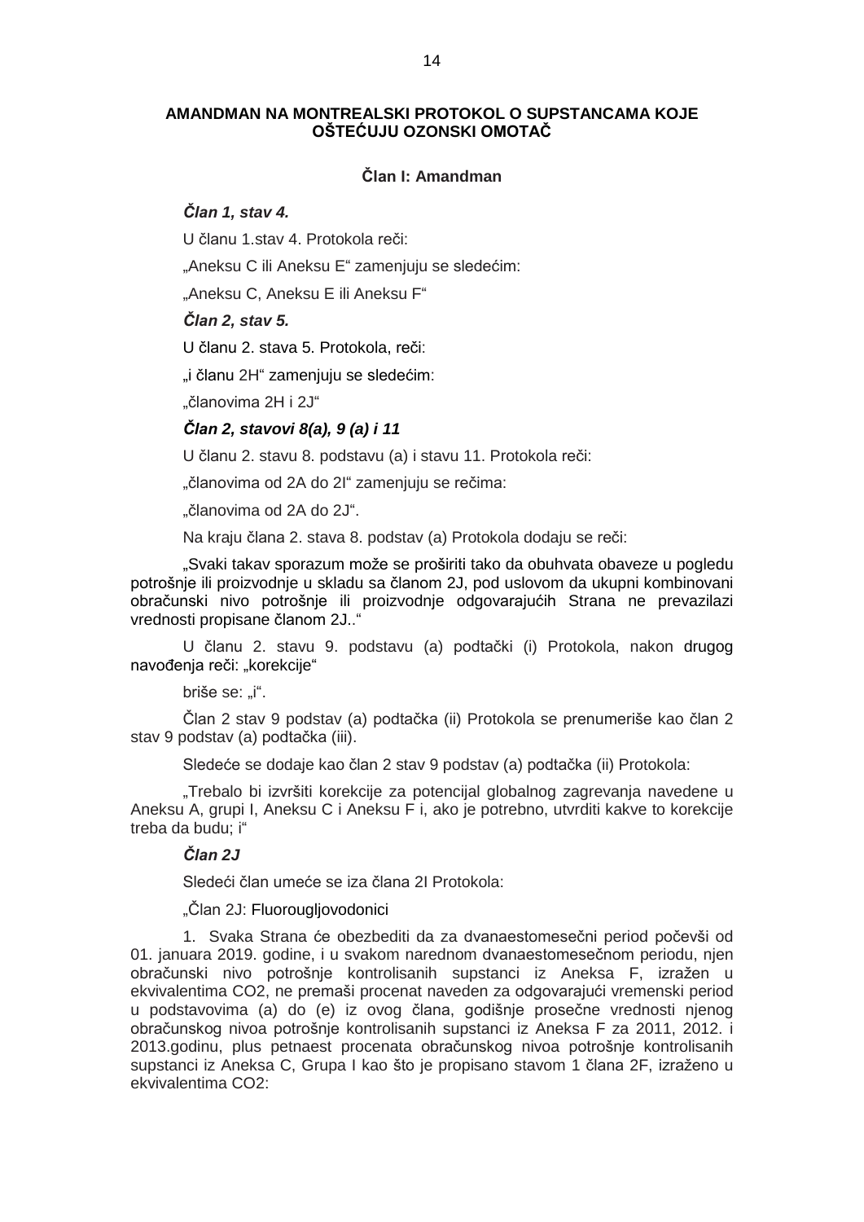## AMANDMAN NA MONTREALSKI PROTOKOL O SUPSTANCAMA KOJE OŠTEĆUJU OZONSKI OMOTAČ

### Član I: Amandman

***Član 1, stav 4.***

U članu 1.stav 4. Protokola reči:

„Aneksu C ili Aneksu E“ zamenjuju se sledećim:

„Aneksu C, Aneksu E ili Aneksu F“

***Član 2, stav 5.***

U članu 2. stava 5. Protokola, reči:

„i članu 2H“ zamenjuju se sledećim:

„članovima 2H i 2J“

***Član 2, stavovi 8(a), 9 (a) i 11***

U članu 2. stavu 8. podstavu (a) i stavu 11. Protokola reči:

„članovima od 2A do 2I“ zamenjuju se rečima:

„članovima od 2A do 2J“.

Na kraju člana 2. stava 8. podstav (a) Protokola dodaju se reči:

„Svaki takav sporazum može se proširiti tako da obuhvata obaveze u pogledu potrošnje ili proizvodnje u skladu sa članom 2J, pod uslovom da ukupni kombinovani obračunski nivo potrošnje ili proizvodnje odgovarajućih Strana ne prevazilazi vrednosti propisane članom 2J..“

U članu 2. stavu 9. podstavu (a) podtački (i) Protokola, nakon drugog navođenja reči: „korekcije“

briše se: „i“.

Član 2 stav 9 podstav (a) podtačka (ii) Protokola se prenumeriše kao član 2 stav 9 podstav (a) podtačka (iii).

Sledeće se dodaje kao član 2 stav 9 podstav (a) podtačka (ii) Protokola:

„Trebalo bi izvršiti korekcije za potencijal globalnog zagrevanja navedene u Aneksu A, grupi I, Aneksu C i Aneksu F i, ako je potrebno, utvrditi kakve to korekcije treba da budu; i“

***Član 2J***

Sledeći član umeće se iza člana 2I Protokola:

„Član 2J: Fluorougljovodonici

1. Svaka Strana će obezbediti da za dvanaestomesečni period počevši od 01. januara 2019. godine, i u svakom narednom dvanaestomesečnom periodu, njen obračunski nivo potrošnje kontrolisanih supstanci iz Aneksa F, izražen u ekvivalentima $CO_2$, ne premaši procenat naveden za odgovarajući vremenski period u podstavovima (a) do (e) iz ovog člana, godišnje prosečne vrednosti njenog obračunskog nivoa potrošnje kontrolisanih supstanci iz Aneksa F za 2011, 2012. i 2013.godinu, plus petnaest procenata obračunskog nivoa potrošnje kontrolisanih supstanci iz Aneksa C, Grupa I kao što je propisano stavom 1 člana 2F, izraženo u ekvivalentima $CO_2$: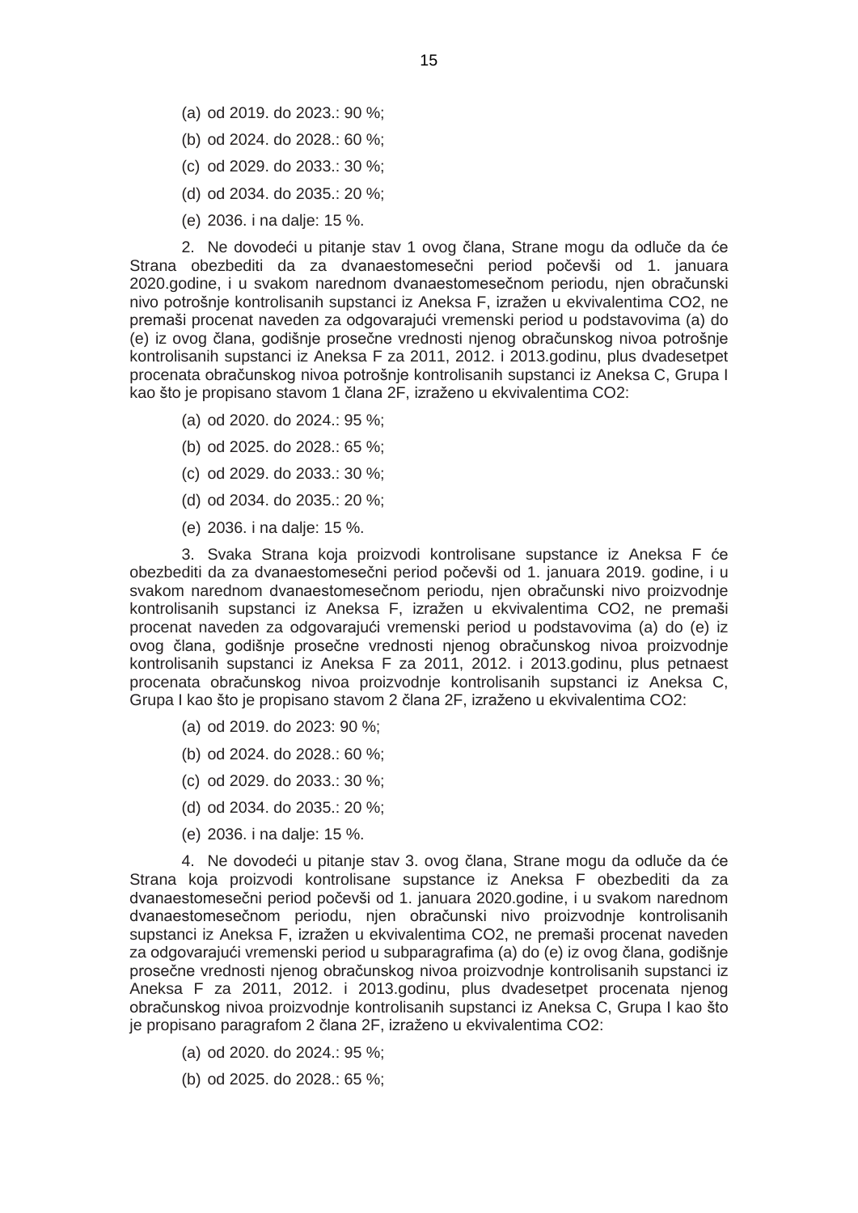(a) od 2019. do 2023.: 90 %;

(b) od 2024. do 2028.: 60 %;

(c) od 2029. do 2033.: 30 %;

(d) od 2034. do 2035.: 20 %;

(e) 2036. i na dalje: 15 %.

2. Ne dovodeći u pitanje stav 1 ovog člana, Strane mogu da odluče da će Strana obezbediti da za dvanaestomesečni period počevši od 1. januara 2020.godine, i u svakom narednom dvanaestomesečnom periodu, njen obračunski nivo potrošnje kontrolisanih supstanci iz Aneksa F, izražen u ekvivalentima $CO_2$, ne premaši procenat naveden za odgovarajući vremenski period u podstavovima (a) do (e) iz ovog člana, godišnje prosečne vrednosti njenog obračunskog nivoa potrošnje kontrolisanih supstanci iz Aneksa F za 2011, 2012. i 2013.godinu, plus dvadesetpet procenata obračunskog nivoa potrošnje kontrolisanih supstanci iz Aneksa C, Grupa I kao što je propisano stavom 1 člana 2F, izraženo u ekvivalentima $CO_2$:

(a) od 2020. do 2024.: 95 %;

(b) od 2025. do 2028.: 65 %;

(c) od 2029. do 2033.: 30 %;

(d) od 2034. do 2035.: 20 %;

(e) 2036. i na dalje: 15 %.

3. Svaka Strana koja proizvodi kontrolisane supstance iz Aneksa F će obezbediti da za dvanaestomesečni period počevši od 1. januara 2019. godine, i u svakom narednom dvanaestomesečnom periodu, njen obračunski nivo proizvodnje kontrolisanih supstanci iz Aneksa F, izražen u ekvivalentima $CO_2$, ne premaši procenat naveden za odgovarajući vremenski period u podstavovima (a) do (e) iz ovog člana, godišnje prosečne vrednosti njenog obračunskog nivoa proizvodnje kontrolisanih supstanci iz Aneksa F za 2011, 2012. i 2013.godinu, plus petnaest procenata obračunskog nivoa proizvodnje kontrolisanih supstanci iz Aneksa C, Grupa I kao što je propisano stavom 2 člana 2F, izraženo u ekvivalentima $CO_2$:

(a) od 2019. do 2023: 90 %;

(b) od 2024. do 2028.: 60 %;

(c) od 2029. do 2033.: 30 %;

(d) od 2034. do 2035.: 20 %;

(e) 2036. i na dalje: 15 %.

4. Ne dovodeći u pitanje stav 3. ovog člana, Strane mogu da odluče da će Strana koja proizvodi kontrolisane supstance iz Aneksa F obezbediti da za dvanaestomesečni period počevši od 1. januara 2020.godine, i u svakom narednom dvanaestomesečnom periodu, njen obračunski nivo proizvodnje kontrolisanih supstanci iz Aneksa F, izražen u ekvivalentima $CO_2$, ne premaši procenat naveden za odgovarajući vremenski period u subparagrafima (a) do (e) iz ovog člana, godišnje prosečne vrednosti njenog obračunskog nivoa proizvodnje kontrolisanih supstanci iz Aneksa F za 2011, 2012. i 2013.godinu, plus dvadesetpet procenata njenog obračunskog nivoa proizvodnje kontrolisanih supstanci iz Aneksa C, Grupa I kao što je propisano paragrafom 2 člana 2F, izraženo u ekvivalentima $CO_2$:

(a) od 2020. do 2024.: 95 %;

(b) od 2025. do 2028.: 65 %;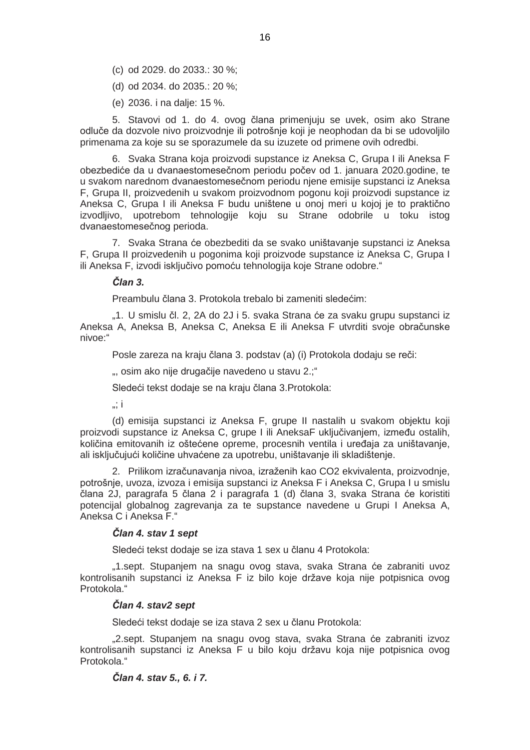(c) od 2029. do 2033.: 30 %;

(d) od 2034. do 2035.: 20 %;

(e) 2036. i na dalje: 15 %.

5. Stavovi od 1. do 4. ovog člana primenjuju se uvek, osim ako Strane odluče da dozvole nivo proizvodnje ili potrošnje koji je neophodan da bi se udovoljilo primenama za koje su se sporazumele da su izuzete od primene ovih odredbi.

6. Svaka Strana koja proizvodi supstance iz Aneksa C, Grupa I ili Aneksa F obezbediće da u dvanaestomesečnom periodu počev od 1. januara 2020.godine, te u svakom narednom dvanaestomesečnom periodu njene emisije supstanci iz Aneksa F, Grupa II, proizvedenih u svakom proizvodnom pogonu koji proizvodi supstance iz Aneksa C, Grupa I ili Aneksa F budu uništene u onoj meri u kojoj je to praktično izvodljivo, upotrebom tehnologije koju su Strane odobrile u toku istog dvanaestomesečnog perioda.

7. Svaka Strana će obezbediti da se svako uništavanje supstanci iz Aneksa F, Grupa II proizvedenih u pogonima koji proizvode supstance iz Aneksa C, Grupa I ili Aneksa F, izvodi isključivo pomoću tehnologija koje Strane odobre.“

***Član 3.***

Preambulu člana 3. Protokola trebalo bi zameniti sledećim:

„1. U smislu čl. 2, 2A do 2J i 5. svaka Strana će za svaku grupu supstanci iz Aneksa A, Aneksa B, Aneksa C, Aneksa E ili Aneksa F utvrditi svoje obračunske nivoe:“

Posle zareza na kraju člana 3. podstav (a) (i) Protokola dodaju se reči:

„, osim ako nije drugačije navedeno u stavu 2.;“

Sledeći tekst dodaje se na kraju člana 3.Protokola:

„; i

(d) emisija supstanci iz Aneksa F, grupe II nastalih u svakom objektu koji proizvodi supstance iz Aneksa C, grupe I ili AneksaF uključivanjem, između ostalih, količina emitovanih iz oštećene opreme, procesnih ventila i uređaja za uništavanje, ali isključujući količine uhvaćene za upotrebu, uništavanje ili skladištenje.

2. Prilikom izračunavanja nivoa, izraženih kao $CO_2$ ekvivalenta, proizvodnje, potrošnje, uvoza, izvoza i emisija supstanci iz Aneksa F i Aneksa C, Grupa I u smislu člana 2J, paragrafa 5 člana 2 i paragrafa 1 (d) člana 3, svaka Strana će koristiti potencijal globalnog zagrevanja za te supstance navedene u Grupi I Aneksa A, Aneksa C i Aneksa F.“

***Član 4. stav 1 sept***

Sledeći tekst dodaje se iza stava 1 sex u članu 4 Protokola:

„1.sept. Stupanjem na snagu ovog stava, svaka Strana će zabraniti uvoz kontrolisanih supstanci iz Aneksa F iz bilo koje države koja nije potpisnica ovog Protokola.“

***Član 4. stav2 sept***

Sledeći tekst dodaje se iza stava 2 sex u članu Protokola:

„2.sept. Stupanjem na snagu ovog stava, svaka Strana će zabraniti izvoz kontrolisanih supstanci iz Aneksa F u bilo koju državu koja nije potpisnica ovog Protokola.“

***Član 4. stav 5., 6. i 7.***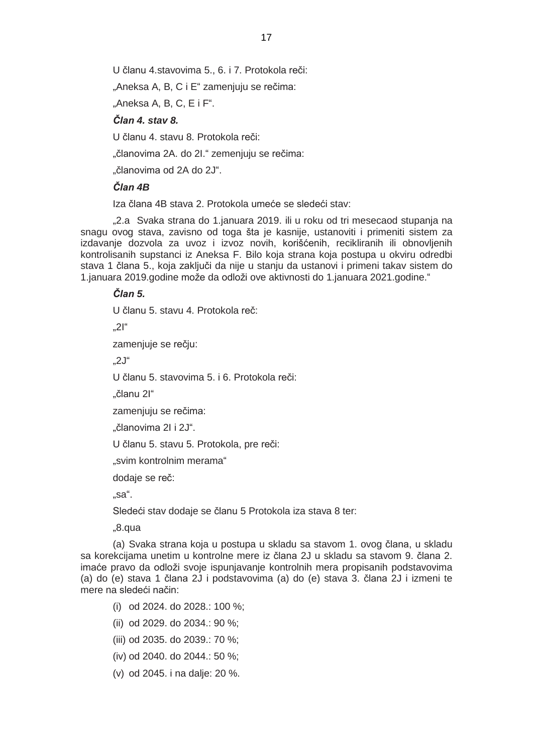U članu 4.stavovima 5., 6. i 7. Protokola reči:

„Aneksa A, B, C i E“ zamenjuju se rečima:

„Aneksa A, B, C, E i F“.

***Član 4. stav 8.***

U članu 4. stavu 8. Protokola reči:

„članovima 2A. do 2I.“ zemenjuju se rečima:

„članovima od 2A do 2J“.

***Član 4B***

Iza člana 4B stava 2. Protokola umeće se sledeći stav:

„2.a Svaka strana do 1.januara 2019. ili u roku od tri mesecaod stupanja na snagu ovog stava, zavisno od toga šta je kasnije, ustanoviti i primeniti sistem za izdavanje dozvola za uvoz i izvoz novih, korišćenih, recikliranih ili obnovljenih kontrolisanih supstanci iz Aneksa F. Bilo koja strana koja postupa u okviru odredbi stava 1 člana 5., koja zaključi da nije u stanju da ustanovi i primeni takav sistem do 1.januara 2019.godine može da odloži ove aktivnosti do 1.januara 2021.godine.“

***Član 5.***

U članu 5. stavu 4. Protokola reč:

„2I“

zamenjuje se rečju:

„2J“

U članu 5. stavovima 5. i 6. Protokola reči:

„članu 2I“

zamenjuju se rečima:

„članovima 2I i 2J“.

U članu 5. stavu 5. Protokola, pre reči:

„svim kontrolnim merama“

dodaje se reč:

„sa“.

Sledeći stav dodaje se članu 5 Protokola iza stava 8 ter:

„8.qua

(a) Svaka strana koja u postupa u skladu sa stavom 1. ovog člana, u skladu sa korekcijama unetim u kontrolne mere iz člana 2J u skladu sa stavom 9. člana 2. imaće pravo da odloži svoje ispunjavanje kontrolnih mera propisanih podstavovima (a) do (e) stava 1 člana 2J i podstavovima (a) do (e) stava 3. člana 2J i izmeni te mere na sledeći način:

(i) od 2024. do 2028.: 100 %;

(ii) od 2029. do 2034.: 90 %;

(iii) od 2035. do 2039.: 70 %;

(iv) od 2040. do 2044.: 50 %;

(v) od 2045. i na dalje: 20 %.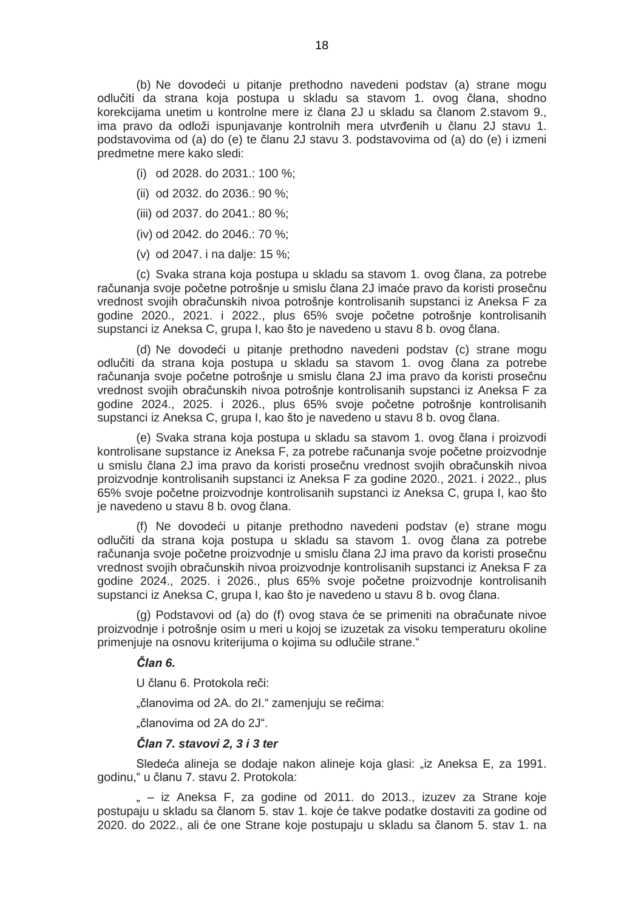(b) Ne dovodeći u pitanje prethodno navedeni podstav (a) strane mogu odlučiti da strana koja postupa u skladu sa stavom 1. ovog člana, shodno korekcijama unetim u kontrolne mere iz člana 2J u skladu sa članom 2.stavom 9., ima pravo da odloži ispunjavanje kontrolnih mera utvrđenih u članu 2J stavu 1. podstavovima od (a) do (e) te članu 2J stavu 3. podstavovima od (a) do (e) i izmeni predmetne mere kako sledi:

(i) od 2028. do 2031.: 100 %;

(ii) od 2032. do 2036.: 90 %;

(iii) od 2037. do 2041.: 80 %;

(iv) od 2042. do 2046.: 70 %;

(v) od 2047. i na dalje: 15 %;

(c) Svaka strana koja postupa u skladu sa stavom 1. ovog člana, za potrebe računanja svoje početne potrošnje u smislu člana 2J imaće pravo da koristi prosečnu vrednost svojih obračunskih nivoa potrošnje kontrolisanih supstanci iz Aneksa F za godine 2020., 2021. i 2022., plus 65% svoje početne potrošnje kontrolisanih supstanci iz Aneksa C, grupa I, kao što je navedeno u stavu 8 b. ovog člana.

(d) Ne dovodeći u pitanje prethodno navedeni podstav (c) strane mogu odlučiti da strana koja postupa u skladu sa stavom 1. ovog člana za potrebe računanja svoje početne potrošnje u smislu člana 2J ima pravo da koristi prosečnu vrednost svojih obračunskih nivoa potrošnje kontrolisanih supstanci iz Aneksa F za godine 2024., 2025. i 2026., plus 65% svoje početne potrošnje kontrolisanih supstanci iz Aneksa C, grupa I, kao što je navedeno u stavu 8 b. ovog člana.

(e) Svaka strana koja postupa u skladu sa stavom 1. ovog člana i proizvodi kontrolisane supstance iz Aneksa F, za potrebe računanja svoje početne proizvodnje u smislu člana 2J ima pravo da koristi prosečnu vrednost svojih obračunskih nivoa proizvodnje kontrolisanih supstanci iz Aneksa F za godine 2020., 2021. i 2022., plus 65% svoje početne proizvodnje kontrolisanih supstanci iz Aneksa C, grupa I, kao što je navedeno u stavu 8 b. ovog člana.

(f) Ne dovodeći u pitanje prethodno navedeni podstav (e) strane mogu odlučiti da strana koja postupa u skladu sa stavom 1. ovog člana za potrebe računanja svoje početne proizvodnje u smislu člana 2J ima pravo da koristi prosečnu vrednost svojih obračunskih nivoa proizvodnje kontrolisanih supstanci iz Aneksa F za godine 2024., 2025. i 2026., plus 65% svoje početne proizvodnje kontrolisanih supstanci iz Aneksa C, grupa I, kao što je navedeno u stavu 8 b. ovog člana.

(g) Podstavovi od (a) do (f) ovog stava će se primeniti na obračunate nivoe proizvodnje i potrošnje osim u meri u kojoj se izuzetak za visoku temperaturu okoline primenjuje na osnovu kriterijuma o kojima su odlučile strane.“

***Član 6.***

U članu 6. Protokola reči:

„članovima od 2A. do 2I.“ zamenjuju se rečima:

„članovima od 2A do 2J“.

***Član 7. stavovi 2, 3 i 3 ter***

Sledeća alineja se dodaje nakon alineje koja glasi: „iz Aneksa E, za 1991. godinu,“ u članu 7. stavu 2. Protokola:

„ – iz Aneksa F, za godine od 2011. do 2013., izuzev za Strane koje postupaju u skladu sa članom 5. stav 1. koje će takve podatke dostaviti za godine od 2020. do 2022., ali će one Strane koje postupaju u skladu sa članom 5. stav 1. na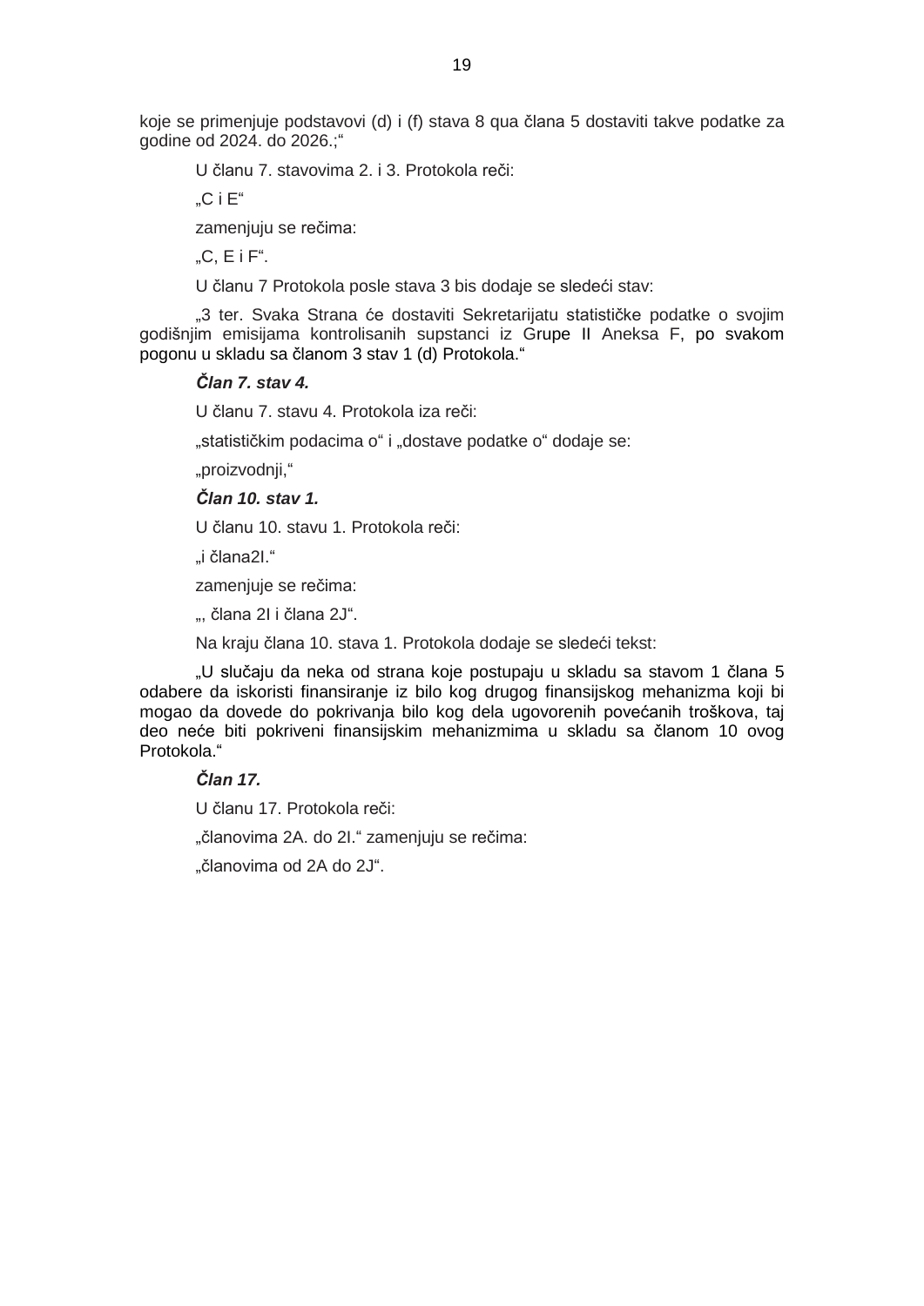koje se primenjuje podstavovi (d) i (f) stava 8 qua člana 5 dostaviti takve podatke za godine od 2024. do 2026.;"

U članu 7. stavovima 2. i 3. Protokola reči:

„C i E"

zamenjuju se rečima:

„C, E i F".

U članu 7 Protokola posle stava 3 bis dodaje se sledeći stav:

„3 ter. Svaka Strana će dostaviti Sekretarijatu statističke podatke o svojim godišnjim emisijama kontrolisanih supstanci iz Grupe II Aneksa F, po svakom pogonu u skladu sa članom 3 stav 1 (d) Protokola."

***Član 7. stav 4.***

U članu 7. stavu 4. Protokola iza reči:

„statističkim podacima o" i „dostave podatke o" dodaje se:

„proizvodnji,"

***Član 10. stav 1.***

U članu 10. stavu 1. Protokola reči:

„i člana2I."

zamenjuje se rečima:

„, člana 2I i člana 2J".

Na kraju člana 10. stava 1. Protokola dodaje se sledeći tekst:

„U slučaju da neka od strana koje postupaju u skladu sa stavom 1 člana 5 odabere da iskoristi finansiranje iz bilo kog drugog finansijskog mehanizma koji bi mogao da dovede do pokrivanja bilo kog dela ugovorenih povećanih troškova, taj deo neće biti pokriveni finansijskim mehanizmima u skladu sa članom 10 ovog Protokola."

***Član 17.***

U članu 17. Protokola reči:

„članovima 2A. do 2I." zamenjuju se rečima:

„članovima od 2A do 2J".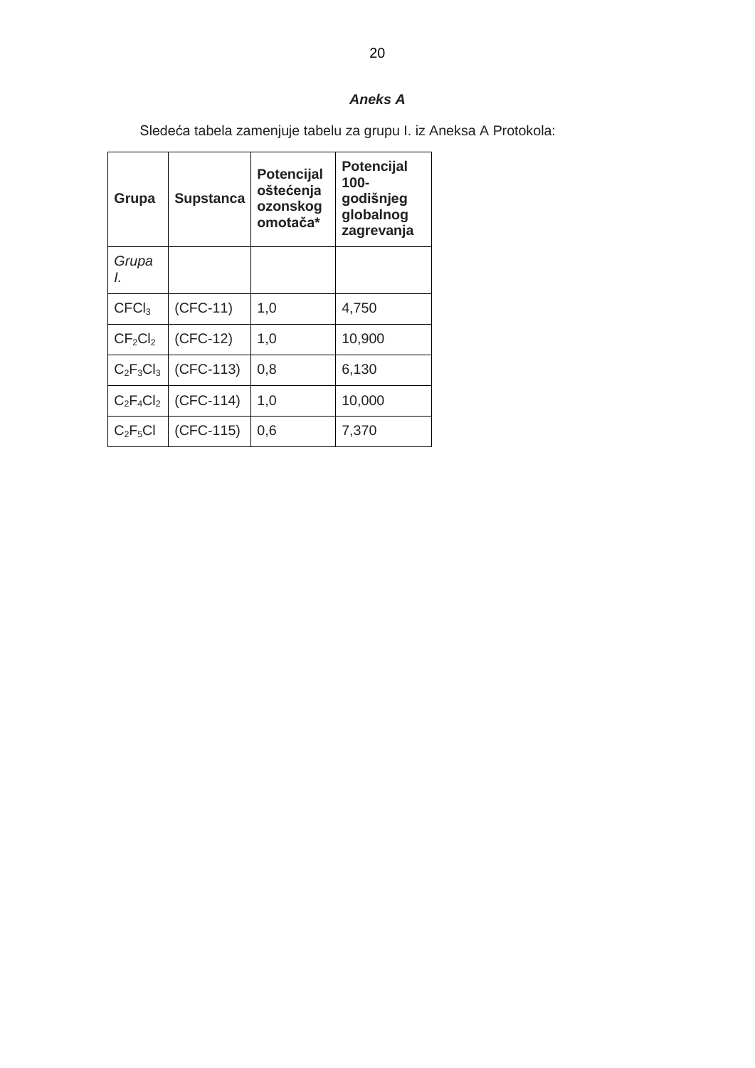***Aneks A***

Sledeća tabela zamenjuje tabelu za grupu I. iz Aneksa A Protokola:

| Grupa | Supstanca | Potencijal oštećenja ozonskog omotača* | Potencijal 100-godišnjeg globalnog zagrevanja |
|---|---|---|---|
| *Grupa I.* | | | |
| $CFCl_3$ | (CFC-11) | 1,0 | 4,750 |
| $CF_2Cl_2$ | (CFC-12) | 1,0 | 10,900 |
| $C_2F_3Cl_3$ | (CFC-113) | 0,8 | 6,130 |
| $C_2F_4Cl_2$ | (CFC-114) | 1,0 | 10,000 |
| $C_2F_5Cl$ | (CFC-115) | 0,6 | 7,370 |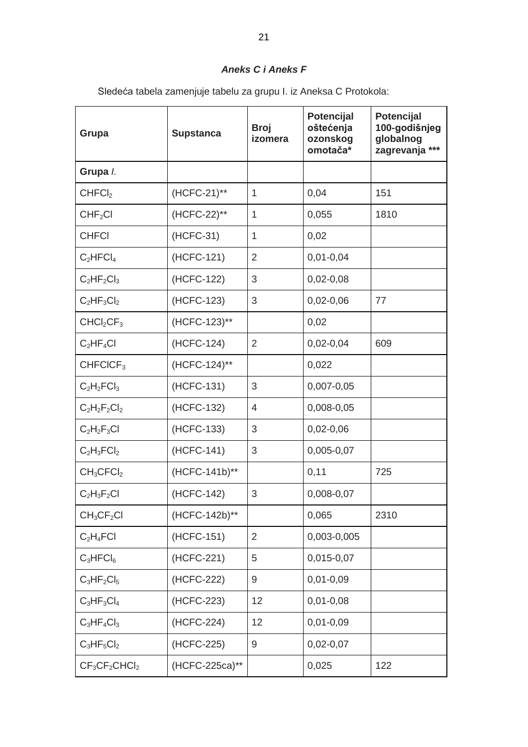### *Aneks C i Aneks F*

Sledeća tabela zamenjuje tabelu za grupu I. iz Aneksa C Protokola:

| Grupa | Supstanca | Broj izomera | Potencijal oštećenja ozonskog omotača* | Potencijal 100-godišnjeg globalnog zagrevanja *** |
|---|---|---|---|---|
| **Grupa** *I.* | | | | |
| $CHFCl_2$ | (HCFC-21)** | 1 | 0,04 | 151 |
| $CHF_2Cl$ | (HCFC-22)** | 1 | 0,055 | 1810 |
| CHFCl | (HCFC-31) | 1 | 0,02 | |
| $C_2HFCl_4$ | (HCFC-121) | 2 | 0,01-0,04 | |
| $C_2HF_2Cl_3$ | (HCFC-122) | 3 | 0,02-0,08 | |
| $C_2HF_3Cl_2$ | (HCFC-123) | 3 | 0,02-0,06 | 77 |
| $CHCl_2CF_3$ | (HCFC-123)** | | 0,02 | |
| $C_2HF_4Cl$ | (HCFC-124) | 2 | 0,02-0,04 | 609 |
| $CHFClCF_3$ | (HCFC-124)** | | 0,022 | |
| $C_2H_2FCl_3$ | (HCFC-131) | 3 | 0,007-0,05 | |
| $C_2H_2F_2Cl_2$ | (HCFC-132) | 4 | 0,008-0,05 | |
| $C_2H_2F_3Cl$ | (HCFC-133) | 3 | 0,02-0,06 | |
| $C_2H_3FCl_2$ | (HCFC-141) | 3 | 0,005-0,07 | |
| $CH_3CFCl_2$ | (HCFC-141b)** | | 0,11 | 725 |
| $C_2H_3F_2Cl$ | (HCFC-142) | 3 | 0,008-0,07 | |
| $CH_3CF_2Cl$ | (HCFC-142b)** | | 0,065 | 2310 |
| $C_2H_4FCl$ | (HCFC-151) | 2 | 0,003-0,005 | |
| $C_3HFCl_6$ | (HCFC-221) | 5 | 0,015-0,07 | |
| $C_3HF_2Cl_5$ | (HCFC-222) | 9 | 0,01-0,09 | |
| $C_3HF_3Cl_4$ | (HCFC-223) | 12 | 0,01-0,08 | |
| $C_3HF_4Cl_3$ | (HCFC-224) | 12 | 0,01-0,09 | |
| $C_3HF_5Cl_2$ | (HCFC-225) | 9 | 0,02-0,07 | |
| $CF_3CF_2CHCl_2$ | (HCFC-225ca)** | | 0,025 | 122 |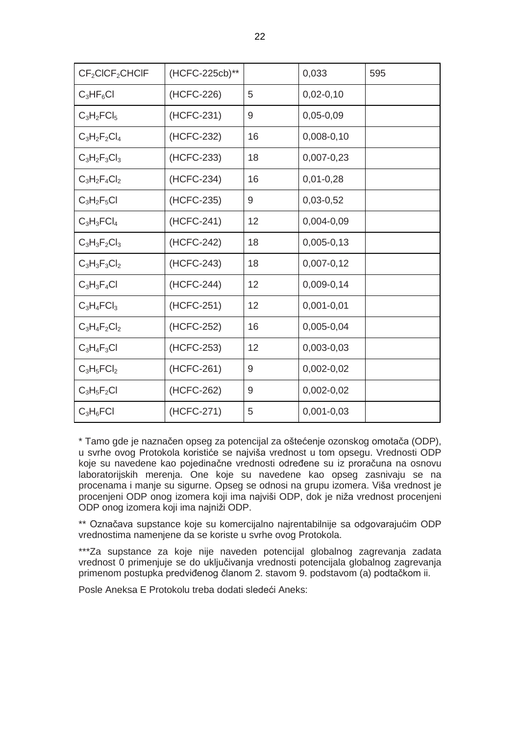| | | | | |
|---|---|---|---|---|
| $CF_2ClCF_2CHClF$ | (HCFC-225cb)** | | 0,033 | 595 |
| $C_3HF_6Cl$ | (HCFC-226) | 5 | 0,02-0,10 | |
| $C_3H_2FCl_5$ | (HCFC-231) | 9 | 0,05-0,09 | |
| $C_3H_2F_2Cl_4$ | (HCFC-232) | 16 | 0,008-0,10 | |
| $C_3H_2F_3Cl_3$ | (HCFC-233) | 18 | 0,007-0,23 | |
| $C_3H_2F_4Cl_2$ | (HCFC-234) | 16 | 0,01-0,28 | |
| $C_3H_2F_5Cl$ | (HCFC-235) | 9 | 0,03-0,52 | |
| $C_3H_3FCl_4$ | (HCFC-241) | 12 | 0,004-0,09 | |
| $C_3H_3F_2Cl_3$ | (HCFC-242) | 18 | 0,005-0,13 | |
| $C_3H_3F_3Cl_2$ | (HCFC-243) | 18 | 0,007-0,12 | |
| $C_3H_3F_4Cl$ | (HCFC-244) | 12 | 0,009-0,14 | |
| $C_3H_4FCl_3$ | (HCFC-251) | 12 | 0,001-0,01 | |
| $C_3H_4F_2Cl_2$ | (HCFC-252) | 16 | 0,005-0,04 | |
| $C_3H_4F_3Cl$ | (HCFC-253) | 12 | 0,003-0,03 | |
| $C_3H_5FCl_2$ | (HCFC-261) | 9 | 0,002-0,02 | |
| $C_3H_5F_2Cl$ | (HCFC-262) | 9 | 0,002-0,02 | |
| $C_3H_6FCl$ | (HCFC-271) | 5 | 0,001-0,03 | |

* Tamo gde je naznačen opseg za potencijal za oštećenje ozonskog omotača (ODP), u svrhe ovog Protokola koristiće se najviša vrednost u tom opsegu. Vrednosti ODP koje su navedene kao pojedinačne vrednosti određene su iz proračuna na osnovu laboratorijskih merenja. One koje su navedene kao opseg zasnivaju se na procenama i manje su sigurne. Opseg se odnosi na grupu izomera. Viša vrednost je procenjeni ODP onog izomera koji ima najviši ODP, dok je niža vrednost procenjeni ODP onog izomera koji ima najniži ODP.

** Označava supstance koje su komercijalno najrentabilnije sa odgovarajućim ODP vrednostima namenjene da se koriste u svrhe ovog Protokola.

***Za supstance za koje nije naveden potencijal globalnog zagrevanja zadata vrednost 0 primenjuje se do uključivanja vrednosti potencijala globalnog zagrevanja primenom postupka predviđenog članom 2. stavom 9. podstavom (a) podtačkom ii.

Posle Aneksa E Protokolu treba dodati sledeći Aneks: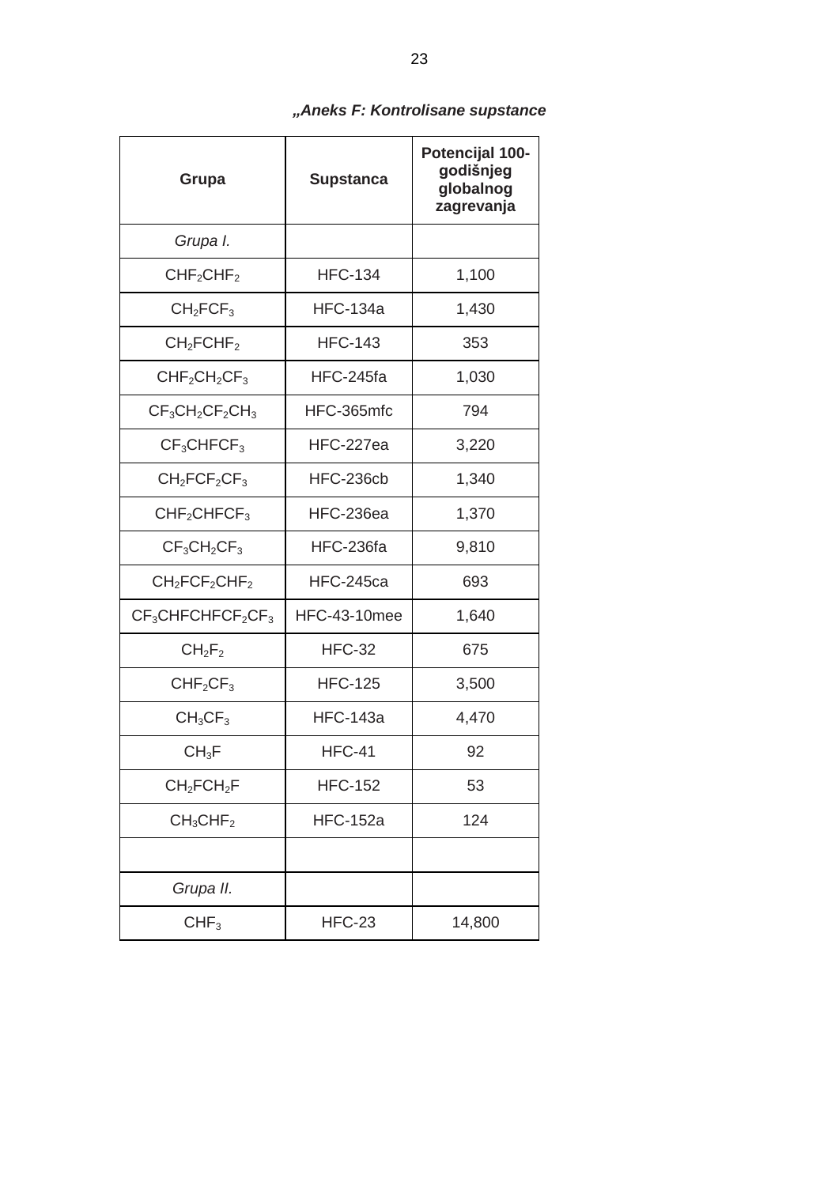***„Aneks F: Kontrolisane supstance***

| Grupa | Supstanca | Potencijal 100-godišnjeg globalnog zagrevanja |
|---|---|---|
| *Grupa I.* | | |
| $CHF_2CHF_2$ | HFC-134 | 1,100 |
| $CH_2FCF_3$ | HFC-134a | 1,430 |
| $CH_2FCHF_2$ | HFC-143 | 353 |
| $CHF_2CH_2CF_3$ | HFC-245fa | 1,030 |
| $CF_3CH_2CF_2CH_3$ | HFC-365mfc | 794 |
| $CF_3CHFCF_3$ | HFC-227ea | 3,220 |
| $CH_2FCF_2CF_3$ | HFC-236cb | 1,340 |
| $CHF_2CHFCF_3$ | HFC-236ea | 1,370 |
| $CF_3CH_2CF_3$ | HFC-236fa | 9,810 |
| $CH_2FCF_2CHF_2$ | HFC-245ca | 693 |
| $CF_3CHFCHFCF_2CF_3$ | HFC-43-10mee | 1,640 |
| $CH_2F_2$ | HFC-32 | 675 |
| $CHF_2CF_3$ | HFC-125 | 3,500 |
| $CH_3CF_3$ | HFC-143a | 4,470 |
| $CH_3F$ | HFC-41 | 92 |
| $CH_2FCH_2F$ | HFC-152 | 53 |
| $CH_3CHF_2$ | HFC-152a | 124 |
| | | |
| *Grupa II.* | | |
| $CHF_3$ | HFC-23 | 14,800 |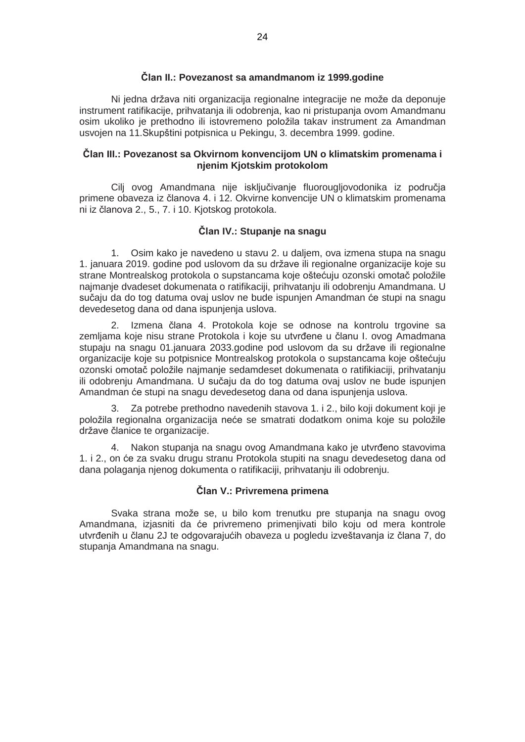### Član II.: Povezanost sa amandmanom iz 1999.godine

Ni jedna država niti organizacija regionalne integracije ne može da deponuje instrument ratifikacije, prihvatanja ili odobrenja, kao ni pristupanja ovom Amandmanu osim ukoliko je prethodno ili istovremeno položila takav instrument za Amandman usvojen na 11.Skupštini potpisnica u Pekingu, 3. decembra 1999. godine.

### Član III.: Povezanost sa Okvirnom konvencijom UN o klimatskim promenama i njenim Kjotskim protokolom

Cilj ovog Amandmana nije isključivanje fluorougljovodonika iz područja primene obaveza iz članova 4. i 12. Okvirne konvencije UN o klimatskim promenama ni iz članova 2., 5., 7. i 10. Kjotskog protokola.

### Član IV.: Stupanje na snagu

1. Osim kako je navedeno u stavu 2. u daljem, ova izmena stupa na snagu 1. januara 2019. godine pod uslovom da su države ili regionalne organizacije koje su strane Montrealskog protokola o supstancama koje oštećuju ozonski omotač položile najmanje dvadeset dokumenata o ratifikaciji, prihvatanju ili odobrenju Amandmana. U sučaju da do tog datuma ovaj uslov ne bude ispunjen Amandman će stupi na snagu devedesetog dana od dana ispunjenja uslova.

2. Izmena člana 4. Protokola koje se odnose na kontrolu trgovine sa zemljama koje nisu strane Protokola i koje su utvrđene u članu I. ovog Amadmana stupaju na snagu 01.januara 2033.godine pod uslovom da su države ili regionalne organizacije koje su potpisnice Montrealskog protokola o supstancama koje oštećuju ozonski omotač položile najmanje sedamdeset dokumenata o ratifikiaciji, prihvatanju ili odobrenju Amandmana. U sučaju da do tog datuma ovaj uslov ne bude ispunjen Amandman će stupi na snagu devedesetog dana od dana ispunjenja uslova.

3. Za potrebe prethodno navedenih stavova 1. i 2., bilo koji dokument koji je položila regionalna organizacija neće se smatrati dodatkom onima koje su položile države članice te organizacije.

4. Nakon stupanja na snagu ovog Amandmana kako je utvrđeno stavovima 1. i 2., on će za svaku drugu stranu Protokola stupiti na snagu devedesetog dana od dana polaganja njenog dokumenta o ratifikaciji, prihvatanju ili odobrenju.

### Član V.: Privremena primena

Svaka strana može se, u bilo kom trenutku pre stupanja na snagu ovog Amandmana, izjasniti da će privremeno primenjivati bilo koju od mera kontrole utvrđenih u članu 2J te odgovarajućih obaveza u pogledu izveštavanja iz člana 7, do stupanja Amandmana na snagu.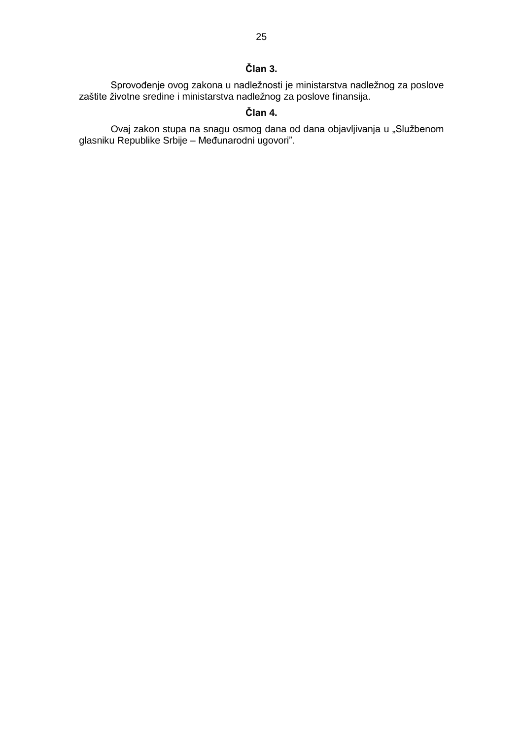**Član 3.**

Sprovođenje ovog zakona u nadležnosti je ministarstva nadležnog za poslove zaštite životne sredine i ministarstva nadležnog za poslove finansija.

**Član 4.**

Ovaj zakon stupa na snagu osmog dana od dana objavljivanja u „Službenom glasniku Republike Srbije – Međunarodni ugovori”.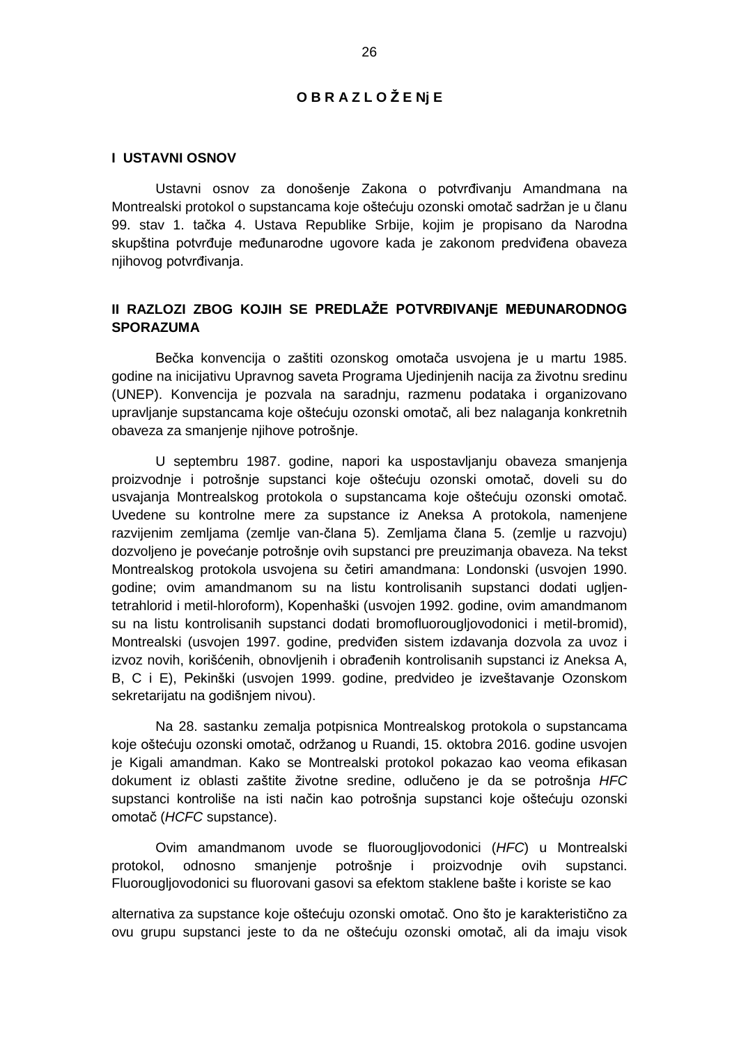# O B R A Z L O Ž E Nj E

## I USTAVNI OSNOV

Ustavni osnov za donošenje Zakona o potvrđivanju Amandmana na Montrealski protokol o supstancama koje oštećuju ozonski omotač sadržan je u članu 99. stav 1. tačka 4. Ustava Republike Srbije, kojim je propisano da Narodna skupština potvrđuje međunarodne ugovore kada je zakonom predviđena obaveza njihovog potvrđivanja.

## II RAZLOZI ZBOG KOJIH SE PREDLAŽE POTVRĐIVANjE MEĐUNARODNOG SPORAZUMA

Bečka konvencija o zaštiti ozonskog omotača usvojena je u martu 1985. godine na inicijativu Upravnog saveta Programa Ujedinjenih nacija za životnu sredinu (UNEP). Konvencija je pozvala na saradnju, razmenu podataka i organizovano upravljanje supstancama koje oštećuju ozonski omotač, ali bez nalaganja konkretnih obaveza za smanjenje njihove potrošnje.

U septembru 1987. godine, napori ka uspostavljanju obaveza smanjenja proizvodnje i potrošnje supstanci koje oštećuju ozonski omotač, doveli su do usvajanja Montrealskog protokola o supstancama koje oštećuju ozonski omotač. Uvedene su kontrolne mere za supstance iz Aneksa A protokola, namenjene razvijenim zemljama (zemlje van-člana 5). Zemljama člana 5. (zemlje u razvoju) dozvoljeno je povećanje potrošnje ovih supstanci pre preuzimanja obaveza. Na tekst Montrealskog protokola usvojena su četiri amandmana: Londonski (usvojen 1990. godine; ovim amandmanom su na listu kontrolisanih supstanci dodati ugljen-tetrahlorid i metil-hloroform), Kopenhaški (usvojen 1992. godine, ovim amandmanom su na listu kontrolisanih supstanci dodati bromofluorougljovodonici i metil-bromid), Montrealski (usvojen 1997. godine, predviđen sistem izdavanja dozvola za uvoz i izvoz novih, korišćenih, obnovljenih i obrađenih kontrolisanih supstanci iz Aneksa A, B, C i E), Pekinški (usvojen 1999. godine, predvideo je izveštavanje Ozonskom sekretarijatu na godišnjem nivou).

Na 28. sastanku zemalja potpisnica Montrealskog protokola o supstancama koje oštećuju ozonski omotač, održanog u Ruandi, 15. oktobra 2016. godine usvojen je Kigali amandman. Kako se Montrealski protokol pokazao kao veoma efikasan dokument iz oblasti zaštite životne sredine, odlučeno je da se potrošnja *HFC* supstanci kontroliše na isti način kao potrošnja supstanci koje oštećuju ozonski omotač (*HCFC* supstance).

Ovim amandmanom uvode se fluorougljovodonici (*HFC*) u Montrealski protokol, odnosno smanjenje potrošnje i proizvodnje ovih supstanci. Fluorougljovodonici su fluorovani gasovi sa efektom staklene bašte i koriste se kao alternativa za supstance koje oštećuju ozonski omotač. Ono što je karakteristično za ovu grupu supstanci jeste to da ne oštećuju ozonski omotač, ali da imaju visok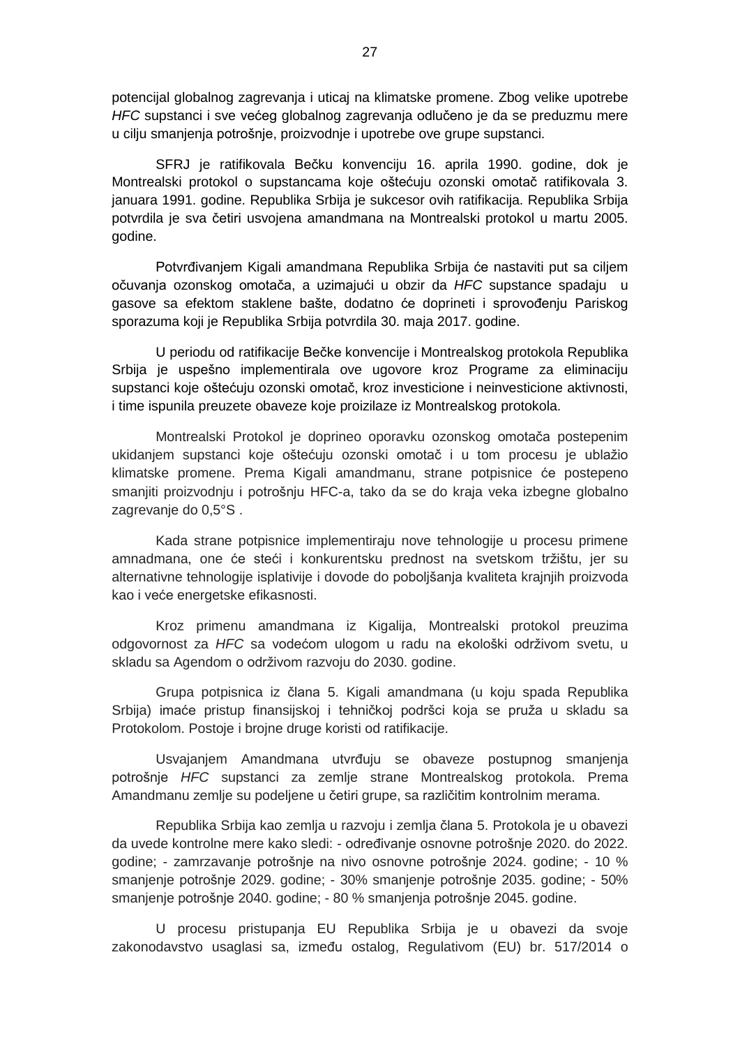potencijal globalnog zagrevanja i uticaj na klimatske promene. Zbog velike upotrebe *HFC* supstanci i sve većeg globalnog zagrevanja odlučeno je da se preduzmu mere u cilju smanjenja potrošnje, proizvodnje i upotrebe ove grupe supstanci.

SFRJ je ratifikovala Bečku konvenciju 16. aprila 1990. godine, dok je Montrealski protokol o supstancama koje oštećuju ozonski omotač ratifikovala 3. januara 1991. godine. Republika Srbija je sukcesor ovih ratifikacija. Republika Srbija potvrdila je sva četiri usvojena amandmana na Montrealski protokol u martu 2005. godine.

Potvrđivanjem Kigali amandmana Republika Srbija će nastaviti put sa ciljem očuvanja ozonskog omotača, a uzimajući u obzir da *HFC* supstance spadaju u gasove sa efektom staklene bašte, dodatno će doprineti i sprovođenju Pariskog sporazuma koji je Republika Srbija potvrdila 30. maja 2017. godine.

U periodu od ratifikacije Bečke konvencije i Montrealskog protokola Republika Srbija je uspešno implementirala ove ugovore kroz Programe za eliminaciju supstanci koje oštećuju ozonski omotač, kroz investicione i neinvesticione aktivnosti, i time ispunila preuzete obaveze koje proizilaze iz Montrealskog protokola.

Montrealski Protokol je doprineo oporavku ozonskog omotača postepenim ukidanjem supstanci koje oštećuju ozonski omotač i u tom procesu je ublažio klimatske promene. Prema Kigali amandmanu, strane potpisnice će postepeno smanjiti proizvodnju i potrošnju HFC-a, tako da se do kraja veka izbegne globalno zagrevanje do 0,5°S .

Kada strane potpisnice implementiraju nove tehnologije u procesu primene amnadmana, one će steći i konkurentsku prednost na svetskom tržištu, jer su alternativne tehnologije isplativije i dovode do poboljšanja kvaliteta krajnjih proizvoda kao i veće energetske efikasnosti.

Kroz primenu amandmana iz Kigalija, Montrealski protokol preuzima odgovornost za *HFC* sa vodećom ulogom u radu na ekološki održivom svetu, u skladu sa Agendom o održivom razvoju do 2030. godine.

Grupa potpisnica iz člana 5. Kigali amandmana (u koju spada Republika Srbija) imaće pristup finansijskoj i tehničkoj podršci koja se pruža u skladu sa Protokolom. Postoje i brojne druge koristi od ratifikacije.

Usvajanjem Amandmana utvrđuju se obaveze postupnog smanjenja potrošnje *HFC* supstanci za zemlje strane Montrealskog protokola. Prema Amandmanu zemlje su podeljene u četiri grupe, sa različitim kontrolnim merama.

Republika Srbija kao zemlja u razvoju i zemlja člana 5. Protokola je u obavezi da uvede kontrolne mere kako sledi: - određivanje osnovne potrošnje 2020. do 2022. godine; - zamrzavanje potrošnje na nivo osnovne potrošnje 2024. godine; - 10 % smanjenje potrošnje 2029. godine; - 30% smanjenje potrošnje 2035. godine; - 50% smanjenje potrošnje 2040. godine; - 80 % smanjenja potrošnje 2045. godine.

U procesu pristupanja EU Republika Srbija je u obavezi da svoje zakonodavstvo usaglasi sa, između ostalog, Regulativom (EU) br. 517/2014 o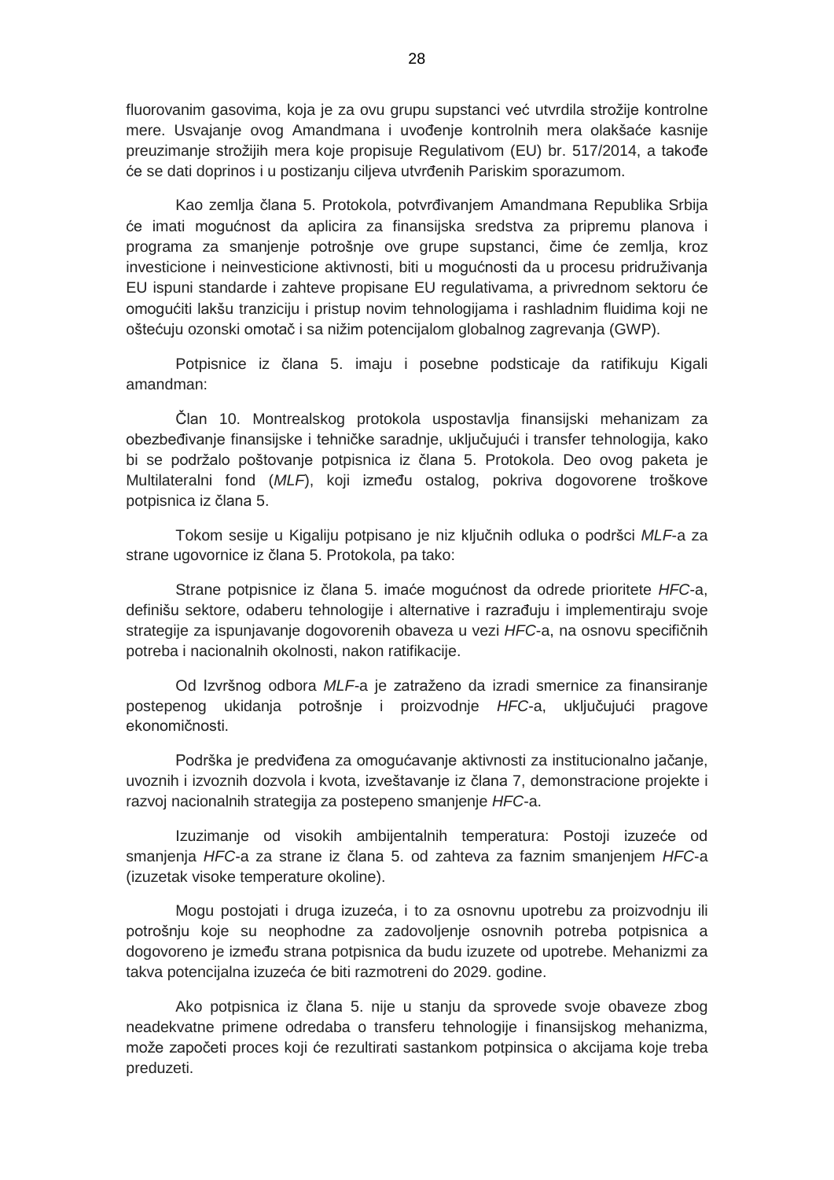fluorovanim gasovima, koja je za ovu grupu supstanci već utvrdila strožije kontrolne mere. Usvajanje ovog Amandmana i uvođenje kontrolnih mera olakšaće kasnije preuzimanje strožijih mera koje propisuje Regulativom (EU) br. 517/2014, a takođe će se dati doprinos i u postizanju ciljeva utvrđenih Pariskim sporazumom.

Kao zemlja člana 5. Protokola, potvrđivanjem Amandmana Republika Srbija će imati mogućnost da aplicira za finansijska sredstva za pripremu planova i programa za smanjenje potrošnje ove grupe supstanci, čime će zemlja, kroz investicione i neinvesticione aktivnosti, biti u mogućnosti da u procesu pridruživanja EU ispuni standarde i zahteve propisane EU regulativama, a privrednom sektoru će omogućiti lakšu tranziciju i pristup novim tehnologijama i rashladnim fluidima koji ne oštećuju ozonski omotač i sa nižim potencijalom globalnog zagrevanja (GWP).

Potpisnice iz člana 5. imaju i posebne podsticaje da ratifikuju Kigali amandman:

Član 10. Montrealskog protokola uspostavlja finansijski mehanizam za obezbeđivanje finansijske i tehničke saradnje, uključujući i transfer tehnologija, kako bi se podržalo poštovanje potpisnica iz člana 5. Protokola. Deo ovog paketa je Multilateralni fond (*MLF*), koji između ostalog, pokriva dogovorene troškove potpisnica iz člana 5.

Tokom sesije u Kigaliju potpisano je niz ključnih odluka o podršci *MLF*-a za strane ugovornice iz člana 5. Protokola, pa tako:

Strane potpisnice iz člana 5. imaće mogućnost da odrede prioritete *HFC*-a, definišu sektore, odaberu tehnologije i alternative i razrađuju i implementiraju svoje strategije za ispunjavanje dogovorenih obaveza u vezi *HFC*-a, na osnovu specifičnih potreba i nacionalnih okolnosti, nakon ratifikacije.

Od Izvršnog odbora *MLF*-a je zatraženo da izradi smernice za finansiranje postepenog ukidanja potrošnje i proizvodnje *HFC*-a, uključujući pragove ekonomičnosti.

Podrška je predviđena za omogućavanje aktivnosti za institucionalno jačanje, uvoznih i izvoznih dozvola i kvota, izveštavanje iz člana 7, demonstracione projekte i razvoj nacionalnih strategija za postepeno smanjenje *HFC*-a.

Izuzimanje od visokih ambijentalnih temperatura: Postoji izuzeće od smanjenja *HFC*-a za strane iz člana 5. od zahteva za faznim smanjenjem *HFC*-a (izuzetak visoke temperature okoline).

Mogu postojati i druga izuzeća, i to za osnovnu upotrebu za proizvodnju ili potrošnju koje su neophodne za zadovoljenje osnovnih potreba potpisnica a dogovoreno je između strana potpisnica da budu izuzete od upotrebe. Mehanizmi za takva potencijalna izuzeća će biti razmotreni do 2029. godine.

Ako potpisnica iz člana 5. nije u stanju da sprovede svoje obaveze zbog neadekvatne primene odredaba o transferu tehnologije i finansijskog mehanizma, može započeti proces koji će rezultirati sastankom potpinsica o akcijama koje treba preduzeti.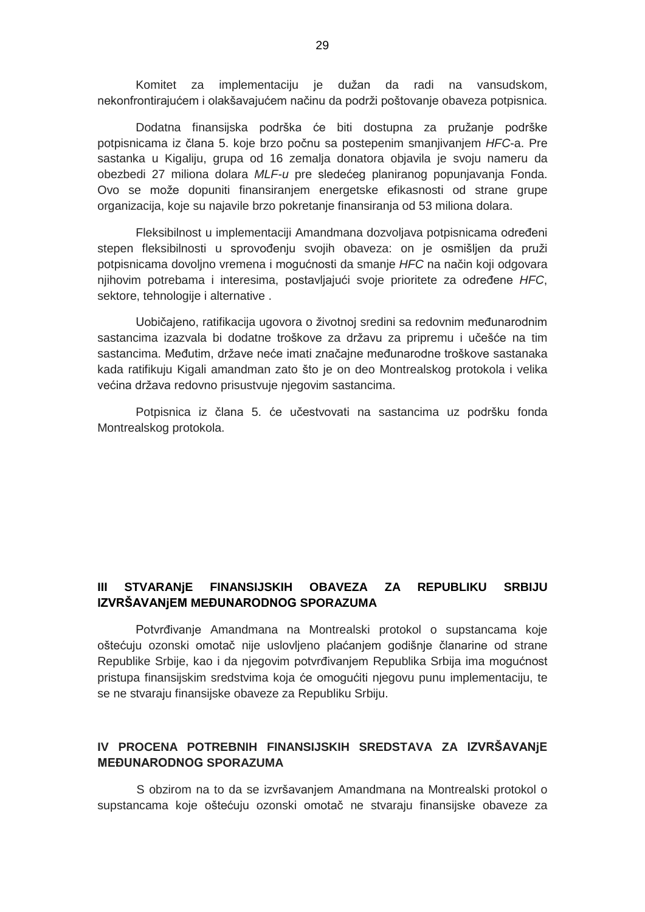Komitet za implementaciju je dužan da radi na vansudskom, nekonfrontirajućem i olakšavajućem načinu da podrži poštovanje obaveza potpisnica.

Dodatna finansijska podrška će biti dostupna za pružanje podrške potpisnicama iz člana 5. koje brzo počnu sa postepenim smanjivanjem *HFC*-a. Pre sastanka u Kigaliju, grupa od 16 zemalja donatora objavila je svoju nameru da obezbedi 27 miliona dolara *MLF-u* pre sledećeg planiranog popunjavanja Fonda. Ovo se može dopuniti finansiranjem energetske efikasnosti od strane grupe organizacija, koje su najavile brzo pokretanje finansiranja od 53 miliona dolara.

Fleksibilnost u implementaciji Amandmana dozvoljava potpisnicama određeni stepen fleksibilnosti u sprovođenju svojih obaveza: on je osmišljen da pruži potpisnicama dovoljno vremena i mogućnosti da smanje *HFC* na način koji odgovara njihovim potrebama i interesima, postavljajući svoje prioritete za određene *HFC*, sektore, tehnologije i alternative .

Uobičajeno, ratifikacija ugovora o životnoj sredini sa redovnim međunarodnim sastancima izazvala bi dodatne troškove za državu za pripremu i učešće na tim sastancima. Međutim, države neće imati značajne međunarodne troškove sastanaka kada ratifikuju Kigali amandman zato što je on deo Montrealskog protokola i velika većina država redovno prisustvuje njegovim sastancima.

Potpisnica iz člana 5. će učestvovati na sastancima uz podršku fonda Montrealskog protokola.

## III STVARANjE FINANSIJSKIH OBAVEZA ZA REPUBLIKU SRBIJU IZVRŠAVANjEM MEĐUNARODNOG SPORAZUMA

Potvrđivanje Amandmana na Montrealski protokol o supstancama koje oštećuju ozonski omotač nije uslovljeno plaćanjem godišnje članarine od strane Republike Srbije, kao i da njegovim potvrđivanjem Republika Srbija ima mogućnost pristupa finansijskim sredstvima koja će omogućiti njegovu punu implementaciju, te se ne stvaraju finansijske obaveze za Republiku Srbiju.

## IV PROCENA POTREBNIH FINANSIJSKIH SREDSTAVA ZA IZVRŠAVANjE MEĐUNARODNOG SPORAZUMA

S obzirom na to da se izvršavanjem Amandmana na Montrealski protokol o supstancama koje oštećuju ozonski omotač ne stvaraju finansijske obaveze za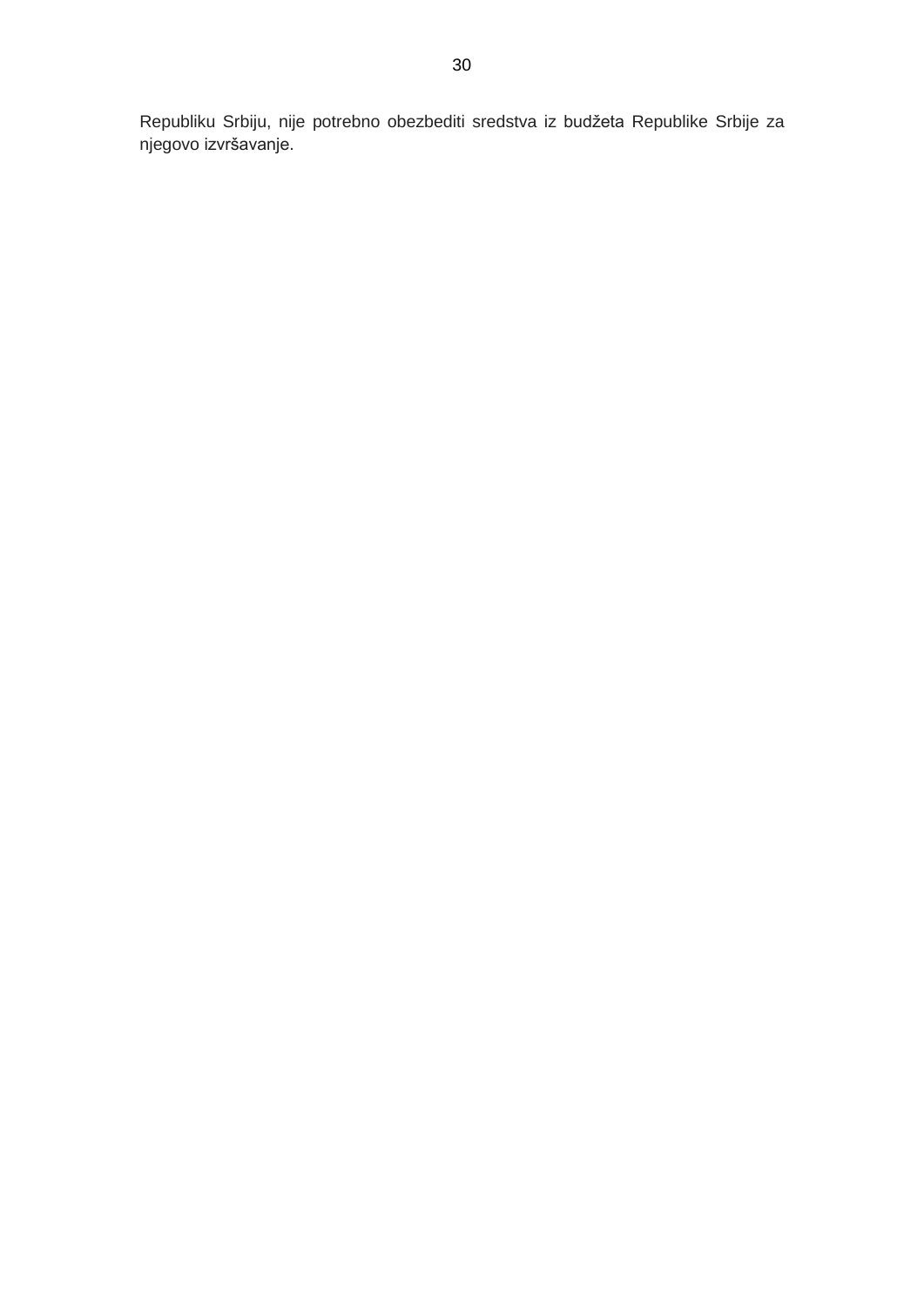Republiku Srbiju, nije potrebno obezbediti sredstva iz budžeta Republike Srbije za njegovo izvršavanje.